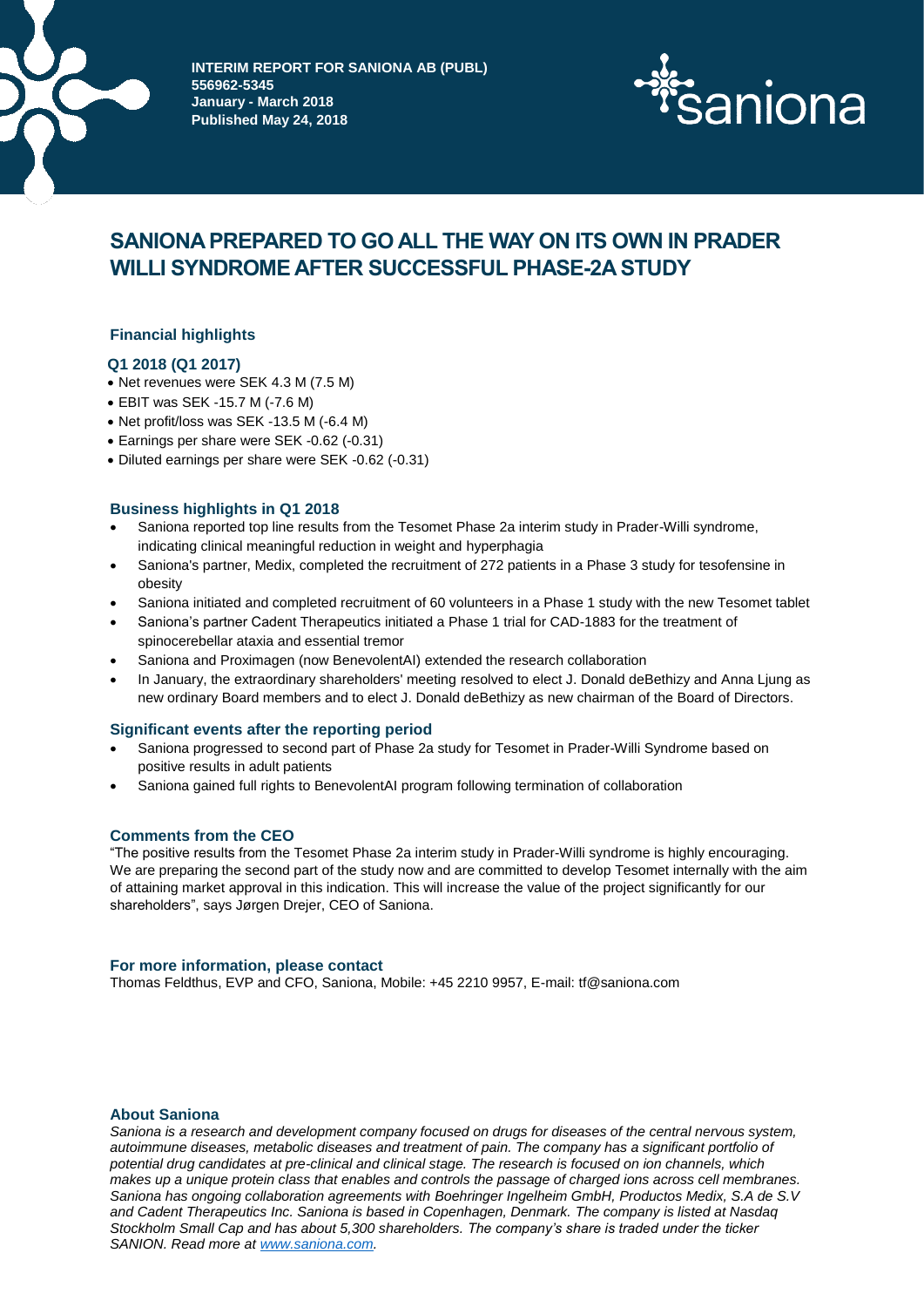**INTERIM REPORT FOR SANIONA AB (PUBL)**
**556962-5345**
**January - March 2018**
**Published May 24, 2018**

saniona

# SANIONA PREPARED TO GO ALL THE WAY ON ITS OWN IN PRADER WILLI SYNDROME AFTER SUCCESSFUL PHASE-2A STUDY

## Financial highlights

### Q1 2018 (Q1 2017)

- Net revenues were SEK 4.3 M (7.5 M)
- EBIT was SEK -15.7 M (-7.6 M)
- Net profit/loss was SEK -13.5 M (-6.4 M)
- Earnings per share were SEK -0.62 (-0.31)
- Diluted earnings per share were SEK -0.62 (-0.31)

## Business highlights in Q1 2018

- Saniona reported top line results from the Tesomet Phase 2a interim study in Prader-Willi syndrome, indicating clinical meaningful reduction in weight and hyperphagia
- Saniona's partner, Medix, completed the recruitment of 272 patients in a Phase 3 study for tesofensine in obesity
- Saniona initiated and completed recruitment of 60 volunteers in a Phase 1 study with the new Tesomet tablet
- Saniona's partner Cadent Therapeutics initiated a Phase 1 trial for CAD-1883 for the treatment of spinocerebellar ataxia and essential tremor
- Saniona and Proximagen (now BenevolentAI) extended the research collaboration
- In January, the extraordinary shareholders' meeting resolved to elect J. Donald deBethizy and Anna Ljung as new ordinary Board members and to elect J. Donald deBethizy as new chairman of the Board of Directors.

## Significant events after the reporting period

- Saniona progressed to second part of Phase 2a study for Tesomet in Prader-Willi Syndrome based on positive results in adult patients
- Saniona gained full rights to BenevolentAI program following termination of collaboration

## Comments from the CEO

"The positive results from the Tesomet Phase 2a interim study in Prader-Willi syndrome is highly encouraging. We are preparing the second part of the study now and are committed to develop Tesomet internally with the aim of attaining market approval in this indication. This will increase the value of the project significantly for our shareholders", says Jørgen Drejer, CEO of Saniona.

## For more information, please contact

Thomas Feldthus, EVP and CFO, Saniona, Mobile: +45 2210 9957, E-mail: tf@saniona.com

## About Saniona

*Saniona is a research and development company focused on drugs for diseases of the central nervous system, autoimmune diseases, metabolic diseases and treatment of pain. The company has a significant portfolio of potential drug candidates at pre-clinical and clinical stage. The research is focused on ion channels, which makes up a unique protein class that enables and controls the passage of charged ions across cell membranes. Saniona has ongoing collaboration agreements with Boehringer Ingelheim GmbH, Productos Medix, S.A de S.V and Cadent Therapeutics Inc. Saniona is based in Copenhagen, Denmark. The company is listed at Nasdaq Stockholm Small Cap and has about 5,300 shareholders. The company's share is traded under the ticker SANION. Read more at [www.saniona.com](http://www.saniona.com).*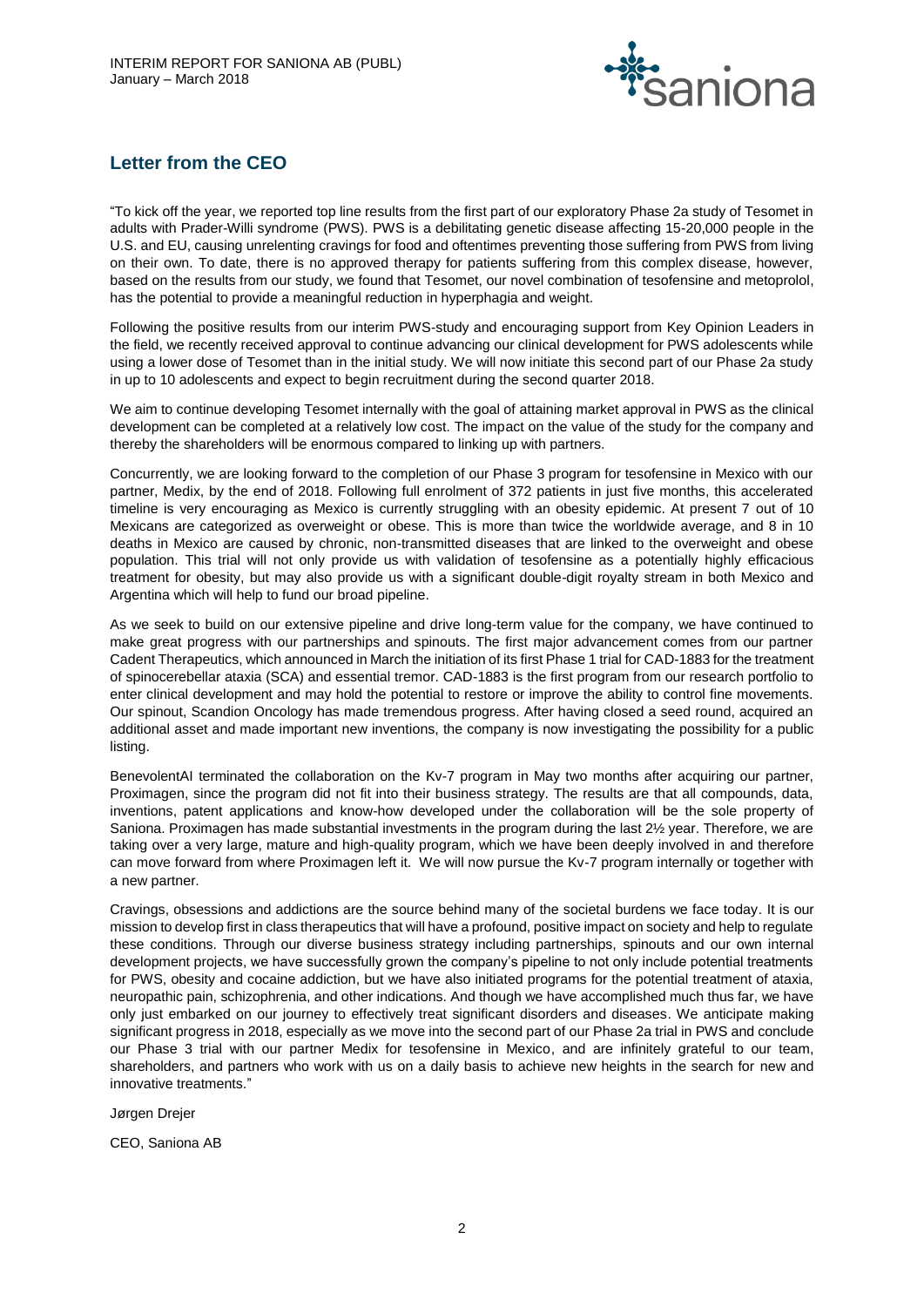## Letter from the CEO

"To kick off the year, we reported top line results from the first part of our exploratory Phase 2a study of Tesomet in adults with Prader-Willi syndrome (PWS). PWS is a debilitating genetic disease affecting 15-20,000 people in the U.S. and EU, causing unrelenting cravings for food and oftentimes preventing those suffering from PWS from living on their own. To date, there is no approved therapy for patients suffering from this complex disease, however, based on the results from our study, we found that Tesomet, our novel combination of tesofensine and metoprolol, has the potential to provide a meaningful reduction in hyperphagia and weight.

Following the positive results from our interim PWS-study and encouraging support from Key Opinion Leaders in the field, we recently received approval to continue advancing our clinical development for PWS adolescents while using a lower dose of Tesomet than in the initial study. We will now initiate this second part of our Phase 2a study in up to 10 adolescents and expect to begin recruitment during the second quarter 2018.

We aim to continue developing Tesomet internally with the goal of attaining market approval in PWS as the clinical development can be completed at a relatively low cost. The impact on the value of the study for the company and thereby the shareholders will be enormous compared to linking up with partners.

Concurrently, we are looking forward to the completion of our Phase 3 program for tesofensine in Mexico with our partner, Medix, by the end of 2018. Following full enrolment of 372 patients in just five months, this accelerated timeline is very encouraging as Mexico is currently struggling with an obesity epidemic. At present 7 out of 10 Mexicans are categorized as overweight or obese. This is more than twice the worldwide average, and 8 in 10 deaths in Mexico are caused by chronic, non-transmitted diseases that are linked to the overweight and obese population. This trial will not only provide us with validation of tesofensine as a potentially highly efficacious treatment for obesity, but may also provide us with a significant double-digit royalty stream in both Mexico and Argentina which will help to fund our broad pipeline.

As we seek to build on our extensive pipeline and drive long-term value for the company, we have continued to make great progress with our partnerships and spinouts. The first major advancement comes from our partner Cadent Therapeutics, which announced in March the initiation of its first Phase 1 trial for CAD-1883 for the treatment of spinocerebellar ataxia (SCA) and essential tremor. CAD-1883 is the first program from our research portfolio to enter clinical development and may hold the potential to restore or improve the ability to control fine movements. Our spinout, Scandion Oncology has made tremendous progress. After having closed a seed round, acquired an additional asset and made important new inventions, the company is now investigating the possibility for a public listing.

BenevolentAI terminated the collaboration on the Kv-7 program in May two months after acquiring our partner, Proximagen, since the program did not fit into their business strategy. The results are that all compounds, data, inventions, patent applications and know-how developed under the collaboration will be the sole property of Saniona. Proximagen has made substantial investments in the program during the last 2½ year. Therefore, we are taking over a very large, mature and high-quality program, which we have been deeply involved in and therefore can move forward from where Proximagen left it. We will now pursue the Kv-7 program internally or together with a new partner.

Cravings, obsessions and addictions are the source behind many of the societal burdens we face today. It is our mission to develop first in class therapeutics that will have a profound, positive impact on society and help to regulate these conditions. Through our diverse business strategy including partnerships, spinouts and our own internal development projects, we have successfully grown the company's pipeline to not only include potential treatments for PWS, obesity and cocaine addiction, but we have also initiated programs for the potential treatment of ataxia, neuropathic pain, schizophrenia, and other indications. And though we have accomplished much thus far, we have only just embarked on our journey to effectively treat significant disorders and diseases. We anticipate making significant progress in 2018, especially as we move into the second part of our Phase 2a trial in PWS and conclude our Phase 3 trial with our partner Medix for tesofensine in Mexico, and are infinitely grateful to our team, shareholders, and partners who work with us on a daily basis to achieve new heights in the search for new and innovative treatments."

Jørgen Drejer

CEO, Saniona AB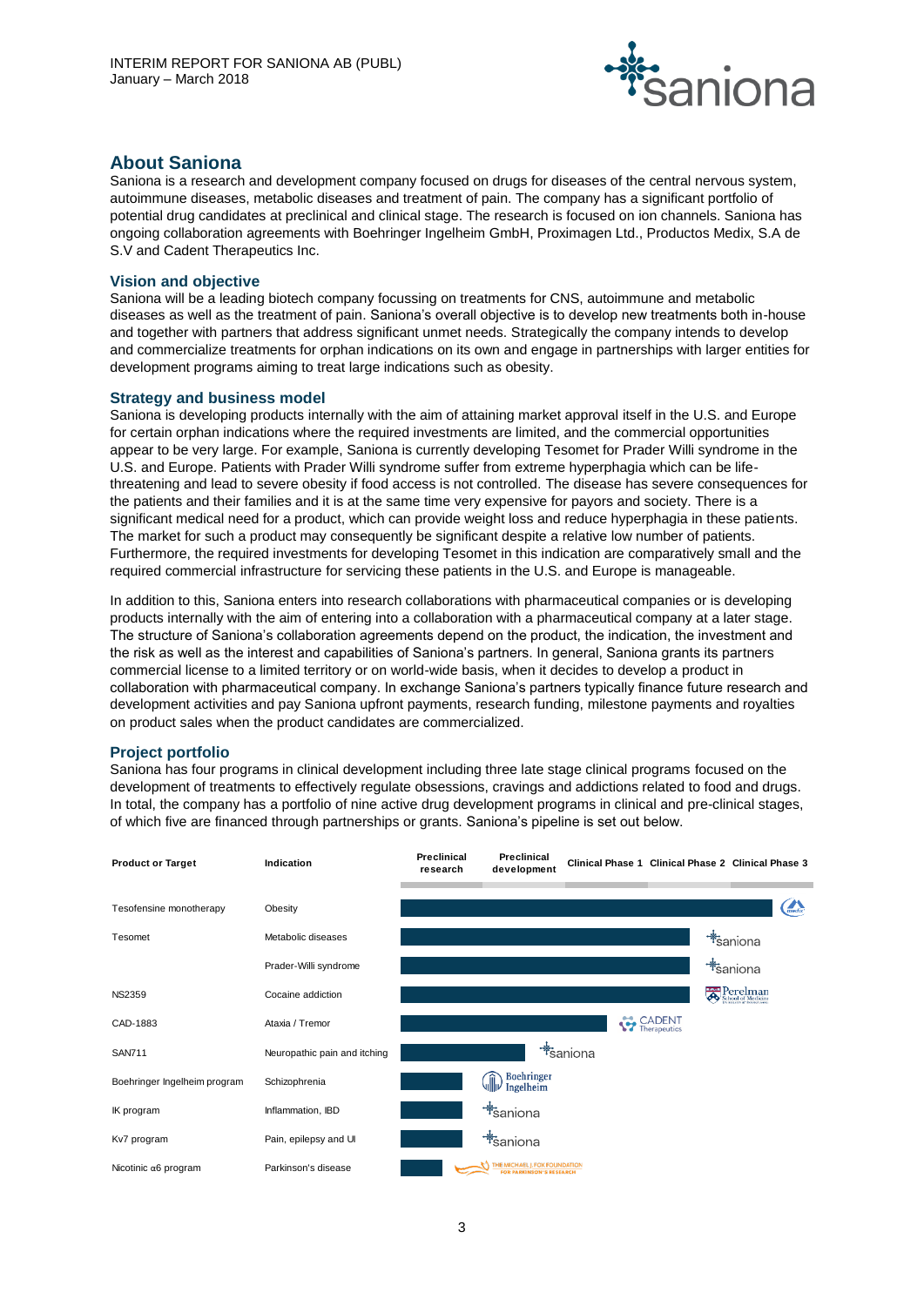## About Saniona

Saniona is a research and development company focused on drugs for diseases of the central nervous system, autoimmune diseases, metabolic diseases and treatment of pain. The company has a significant portfolio of potential drug candidates at preclinical and clinical stage. The research is focused on ion channels. Saniona has ongoing collaboration agreements with Boehringer Ingelheim GmbH, Proximagen Ltd., Productos Medix, S.A de S.V and Cadent Therapeutics Inc.

### Vision and objective

Saniona will be a leading biotech company focussing on treatments for CNS, autoimmune and metabolic diseases as well as the treatment of pain. Saniona's overall objective is to develop new treatments both in-house and together with partners that address significant unmet needs. Strategically the company intends to develop and commercialize treatments for orphan indications on its own and engage in partnerships with larger entities for development programs aiming to treat large indications such as obesity.

### Strategy and business model

Saniona is developing products internally with the aim of attaining market approval itself in the U.S. and Europe for certain orphan indications where the required investments are limited, and the commercial opportunities appear to be very large. For example, Saniona is currently developing Tesomet for Prader Willi syndrome in the U.S. and Europe. Patients with Prader Willi syndrome suffer from extreme hyperphagia which can be life-threatening and lead to severe obesity if food access is not controlled. The disease has severe consequences for the patients and their families and it is at the same time very expensive for payors and society. There is a significant medical need for a product, which can provide weight loss and reduce hyperphagia in these patients. The market for such a product may consequently be significant despite a relative low number of patients. Furthermore, the required investments for developing Tesomet in this indication are comparatively small and the required commercial infrastructure for servicing these patients in the U.S. and Europe is manageable.

In addition to this, Saniona enters into research collaborations with pharmaceutical companies or is developing products internally with the aim of entering into a collaboration with a pharmaceutical company at a later stage. The structure of Saniona's collaboration agreements depend on the product, the indication, the investment and the risk as well as the interest and capabilities of Saniona's partners. In general, Saniona grants its partners commercial license to a limited territory or on world-wide basis, when it decides to develop a product in collaboration with pharmaceutical company. In exchange Saniona's partners typically finance future research and development activities and pay Saniona upfront payments, research funding, milestone payments and royalties on product sales when the product candidates are commercialized.

### Project portfolio

Saniona has four programs in clinical development including three late stage clinical programs focused on the development of treatments to effectively regulate obsessions, cravings and addictions related to food and drugs. In total, the company has a portfolio of nine active drug development programs in clinical and pre-clinical stages, of which five are financed through partnerships or grants. Saniona's pipeline is set out below.

| Product or Target | Indication | Development stage | Partner |
|---|---|---|---|
| Tesofensine monotherapy | Obesity | Clinical Phase 3 | Medix |
| Tesomet | Metabolic diseases | Clinical Phase 2 | Saniona |
| | Prader-Willi syndrome | Clinical Phase 2 | Saniona |
| NS2359 | Cocaine addiction | Clinical Phase 2 | Perelman School of Medicine |
| CAD-1883 | Ataxia / Tremor | Clinical Phase 1 | Cadent Therapeutics |
| SAN711 | Neuropathic pain and itching | Preclinical development | Saniona |
| Boehringer Ingelheim program | Schizophrenia | Preclinical research | Boehringer Ingelheim |
| IK program | Inflammation, IBD | Preclinical research | Saniona |
| Kv7 program | Pain, epilepsy and UI | Preclinical research | Saniona |
| Nicotinic α6 program | Parkinson's disease | Preclinical research | The Michael J. Fox Foundation for Parkinson's Research |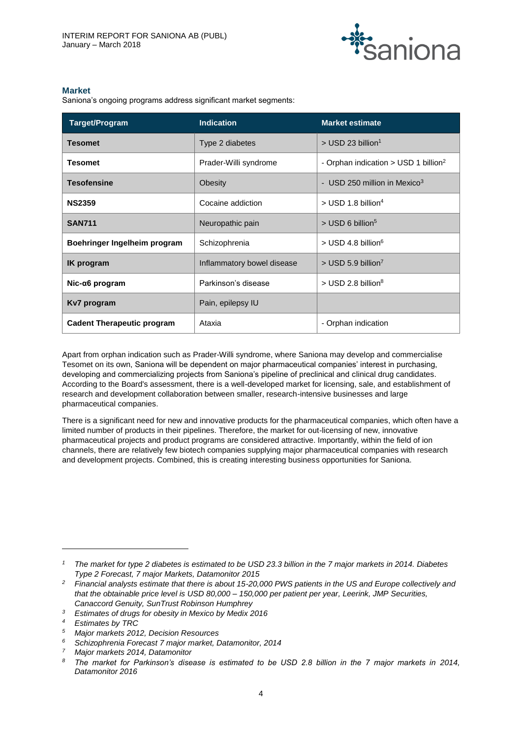## Market

Saniona's ongoing programs address significant market segments:

| Target/Program | Indication | Market estimate |
|---|---|---|
| **Tesomet** | Type 2 diabetes | > USD 23 billion[1] |
| **Tesomet** | Prader-Willi syndrome | - Orphan indication > USD 1 billion[2] |
| **Tesofensine** | Obesity | - USD 250 million in Mexico[3] |
| **NS2359** | Cocaine addiction | > USD 1.8 billion[4] |
| **SAN711** | Neuropathic pain | > USD 6 billion[5] |
| **Boehringer Ingelheim program** | Schizophrenia | > USD 4.8 billion[6] |
| **IK program** | Inflammatory bowel disease | > USD 5.9 billion[7] |
| **Nic-α6 program** | Parkinson's disease | > USD 2.8 billion[8] |
| **Kv7 program** | Pain, epilepsy IU | |
| **Cadent Therapeutic program** | Ataxia | - Orphan indication |

Apart from orphan indication such as Prader-Willi syndrome, where Saniona may develop and commercialise Tesomet on its own, Saniona will be dependent on major pharmaceutical companies' interest in purchasing, developing and commercializing projects from Saniona's pipeline of preclinical and clinical drug candidates. According to the Board's assessment, there is a well-developed market for licensing, sale, and establishment of research and development collaboration between smaller, research-intensive businesses and large pharmaceutical companies.

There is a significant need for new and innovative products for the pharmaceutical companies, which often have a limited number of products in their pipelines. Therefore, the market for out-licensing of new, innovative pharmaceutical projects and product programs are considered attractive. Importantly, within the field of ion channels, there are relatively few biotech companies supplying major pharmaceutical companies with research and development projects. Combined, this is creating interesting business opportunities for Saniona.

---

[1] *The market for type 2 diabetes is estimated to be USD 23.3 billion in the 7 major markets in 2014. Diabetes Type 2 Forecast, 7 major Markets, Datamonitor 2015*

[2] *Financial analysts estimate that there is about 15-20,000 PWS patients in the US and Europe collectively and that the obtainable price level is USD 80,000 – 150,000 per patient per year, Leerink, JMP Securities, Canaccord Genuity, SunTrust Robinson Humphrey*

[3] *Estimates of drugs for obesity in Mexico by Medix 2016*

[4] *Estimates by TRC*

[5] *Major markets 2012, Decision Resources*

[6] *Schizophrenia Forecast 7 major market, Datamonitor, 2014*

[7] *Major markets 2014, Datamonitor*

[8] *The market for Parkinson's disease is estimated to be USD 2.8 billion in the 7 major markets in 2014, Datamonitor 2016*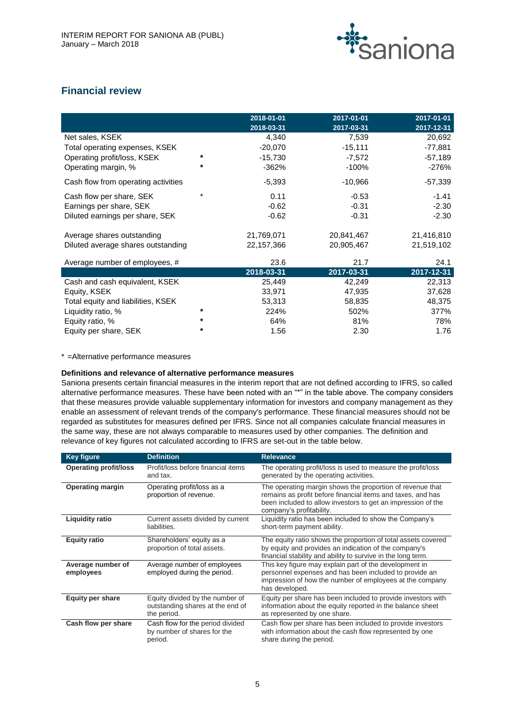## Financial review

| | | 2018-01-01<br>2018-03-31 | 2017-01-01<br>2017-03-31 | 2017-01-01<br>2017-12-31 |
|---|---|---|---|---|
| Net sales, KSEK | | 4,340 | 7,539 | 20,692 |
| Total operating expenses, KSEK | | -20,070 | -15,111 | -77,881 |
| Operating profit/loss, KSEK | * | -15,730 | -7,572 | -57,189 |
| Operating margin, % | * | -362% | -100% | -276% |
| Cash flow from operating activities | | -5,393 | -10,966 | -57,339 |
| Cash flow per share, SEK | * | 0.11 | -0.53 | -1.41 |
| Earnings per share, SEK | | -0.62 | -0.31 | -2.30 |
| Diluted earnings per share, SEK | | -0.62 | -0.31 | -2.30 |
| Average shares outstanding | | 21,769,071 | 20,841,467 | 21,416,810 |
| Diluted average shares outstanding | | 22,157,366 | 20,905,467 | 21,519,102 |
| Average number of employees, # | | 23.6 | 21.7 | 24.1 |
| | | **2018-03-31** | **2017-03-31** | **2017-12-31** |
| Cash and cash equivalent, KSEK | | 25,449 | 42,249 | 22,313 |
| Equity, KSEK | | 33,971 | 47,935 | 37,628 |
| Total equity and liabilities, KSEK | | 53,313 | 58,835 | 48,375 |
| Liquidity ratio, % | * | 224% | 502% | 377% |
| Equity ratio, % | * | 64% | 81% | 78% |
| Equity per share, SEK | * | 1.56 | 2.30 | 1.76 |

* =Alternative performance measures

**Definitions and relevance of alternative performance measures**

Saniona presents certain financial measures in the interim report that are not defined according to IFRS, so called alternative performance measures. These have been noted with an "*" in the table above. The company considers that these measures provide valuable supplementary information for investors and company management as they enable an assessment of relevant trends of the company's performance. These financial measures should not be regarded as substitutes for measures defined per IFRS. Since not all companies calculate financial measures in the same way, these are not always comparable to measures used by other companies. The definition and relevance of key figures not calculated according to IFRS are set-out in the table below.

| Key figure | Definition | Relevance |
|---|---|---|
| **Operating profit/loss** | Profit/loss before financial items and tax. | The operating profit/loss is used to measure the profit/loss generated by the operating activities. |
| **Operating margin** | Operating profit/loss as a proportion of revenue. | The operating margin shows the proportion of revenue that remains as profit before financial items and taxes, and has been included to allow investors to get an impression of the company's profitability. |
| **Liquidity ratio** | Current assets divided by current liabilities. | Liquidity ratio has been included to show the Company's short-term payment ability. |
| **Equity ratio** | Shareholders' equity as a proportion of total assets. | The equity ratio shows the proportion of total assets covered by equity and provides an indication of the company's financial stability and ability to survive in the long term. |
| **Average number of employees** | Average number of employees employed during the period. | This key figure may explain part of the development in personnel expenses and has been included to provide an impression of how the number of employees at the company has developed. |
| **Equity per share** | Equity divided by the number of outstanding shares at the end of the period. | Equity per share has been included to provide investors with information about the equity reported in the balance sheet as represented by one share. |
| **Cash flow per share** | Cash flow for the period divided by number of shares for the period. | Cash flow per share has been included to provide investors with information about the cash flow represented by one share during the period. |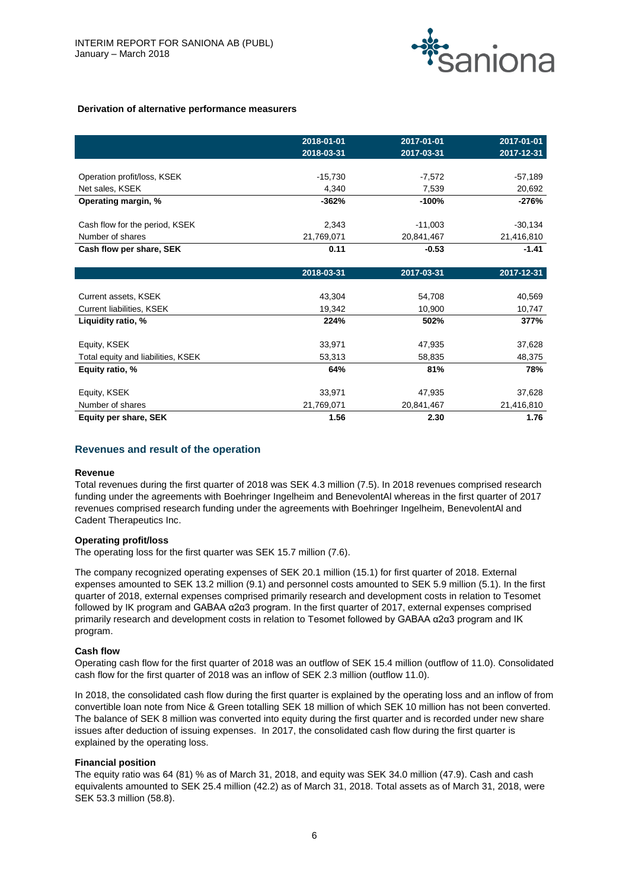**Derivation of alternative performance measurers**

| | 2018-01-01<br>2018-03-31 | 2017-01-01<br>2017-03-31 | 2017-01-01<br>2017-12-31 |
|---|---|---|---|
| Operation profit/loss, KSEK | -15,730 | -7,572 | -57,189 |
| Net sales, KSEK | 4,340 | 7,539 | 20,692 |
| **Operating margin, %** | **-362%** | **-100%** | **-276%** |
| Cash flow for the period, KSEK | 2,343 | -11,003 | -30,134 |
| Number of shares | 21,769,071 | 20,841,467 | 21,416,810 |
| **Cash flow per share, SEK** | **0.11** | **-0.53** | **-1.41** |

| | 2018-03-31 | 2017-03-31 | 2017-12-31 |
|---|---|---|---|
| Current assets, KSEK | 43,304 | 54,708 | 40,569 |
| Current liabilities, KSEK | 19,342 | 10,900 | 10,747 |
| **Liquidity ratio, %** | **224%** | **502%** | **377%** |
| Equity, KSEK | 33,971 | 47,935 | 37,628 |
| Total equity and liabilities, KSEK | 53,313 | 58,835 | 48,375 |
| **Equity ratio, %** | **64%** | **81%** | **78%** |
| Equity, KSEK | 33,971 | 47,935 | 37,628 |
| Number of shares | 21,769,071 | 20,841,467 | 21,416,810 |
| **Equity per share, SEK** | **1.56** | **2.30** | **1.76** |

## Revenues and result of the operation

**Revenue**

Total revenues during the first quarter of 2018 was SEK 4.3 million (7.5). In 2018 revenues comprised research funding under the agreements with Boehringer Ingelheim and BenevolentAI whereas in the first quarter of 2017 revenues comprised research funding under the agreements with Boehringer Ingelheim, BenevolentAI and Cadent Therapeutics Inc.

**Operating profit/loss**

The operating loss for the first quarter was SEK 15.7 million (7.6).

The company recognized operating expenses of SEK 20.1 million (15.1) for first quarter of 2018. External expenses amounted to SEK 13.2 million (9.1) and personnel costs amounted to SEK 5.9 million (5.1). In the first quarter of 2018, external expenses comprised primarily research and development costs in relation to Tesomet followed by IK program and GABAA α2α3 program. In the first quarter of 2017, external expenses comprised primarily research and development costs in relation to Tesomet followed by GABAA α2α3 program and IK program.

**Cash flow**

Operating cash flow for the first quarter of 2018 was an outflow of SEK 15.4 million (outflow of 11.0). Consolidated cash flow for the first quarter of 2018 was an inflow of SEK 2.3 million (outflow 11.0).

In 2018, the consolidated cash flow during the first quarter is explained by the operating loss and an inflow of from convertible loan note from Nice & Green totalling SEK 18 million of which SEK 10 million has not been converted. The balance of SEK 8 million was converted into equity during the first quarter and is recorded under new share issues after deduction of issuing expenses. In 2017, the consolidated cash flow during the first quarter is explained by the operating loss.

**Financial position**

The equity ratio was 64 (81) % as of March 31, 2018, and equity was SEK 34.0 million (47.9). Cash and cash equivalents amounted to SEK 25.4 million (42.2) as of March 31, 2018. Total assets as of March 31, 2018, were SEK 53.3 million (58.8).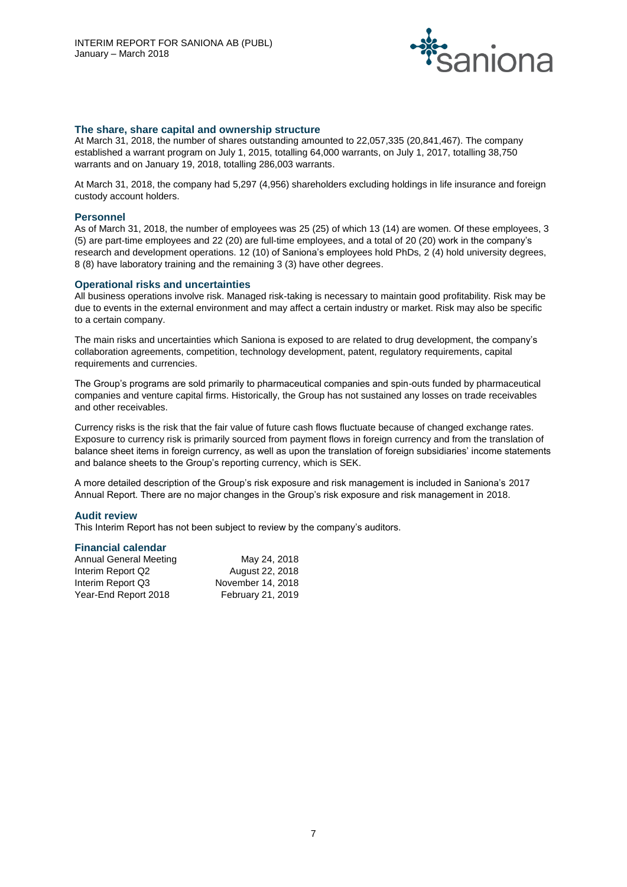### The share, share capital and ownership structure

At March 31, 2018, the number of shares outstanding amounted to 22,057,335 (20,841,467). The company established a warrant program on July 1, 2015, totalling 64,000 warrants, on July 1, 2017, totalling 38,750 warrants and on January 19, 2018, totalling 286,003 warrants.

At March 31, 2018, the company had 5,297 (4,956) shareholders excluding holdings in life insurance and foreign custody account holders.

### Personnel

As of March 31, 2018, the number of employees was 25 (25) of which 13 (14) are women. Of these employees, 3 (5) are part-time employees and 22 (20) are full-time employees, and a total of 20 (20) work in the company's research and development operations. 12 (10) of Saniona's employees hold PhDs, 2 (4) hold university degrees, 8 (8) have laboratory training and the remaining 3 (3) have other degrees.

### Operational risks and uncertainties

All business operations involve risk. Managed risk-taking is necessary to maintain good profitability. Risk may be due to events in the external environment and may affect a certain industry or market. Risk may also be specific to a certain company.

The main risks and uncertainties which Saniona is exposed to are related to drug development, the company's collaboration agreements, competition, technology development, patent, regulatory requirements, capital requirements and currencies.

The Group's programs are sold primarily to pharmaceutical companies and spin-outs funded by pharmaceutical companies and venture capital firms. Historically, the Group has not sustained any losses on trade receivables and other receivables.

Currency risks is the risk that the fair value of future cash flows fluctuate because of changed exchange rates. Exposure to currency risk is primarily sourced from payment flows in foreign currency and from the translation of balance sheet items in foreign currency, as well as upon the translation of foreign subsidiaries' income statements and balance sheets to the Group's reporting currency, which is SEK.

A more detailed description of the Group's risk exposure and risk management is included in Saniona's 2017 Annual Report. There are no major changes in the Group's risk exposure and risk management in 2018.

### Audit review

This Interim Report has not been subject to review by the company's auditors.

### Financial calendar

| | |
|---|---|
| Annual General Meeting | May 24, 2018 |
| Interim Report Q2 | August 22, 2018 |
| Interim Report Q3 | November 14, 2018 |
| Year-End Report 2018 | February 21, 2019 |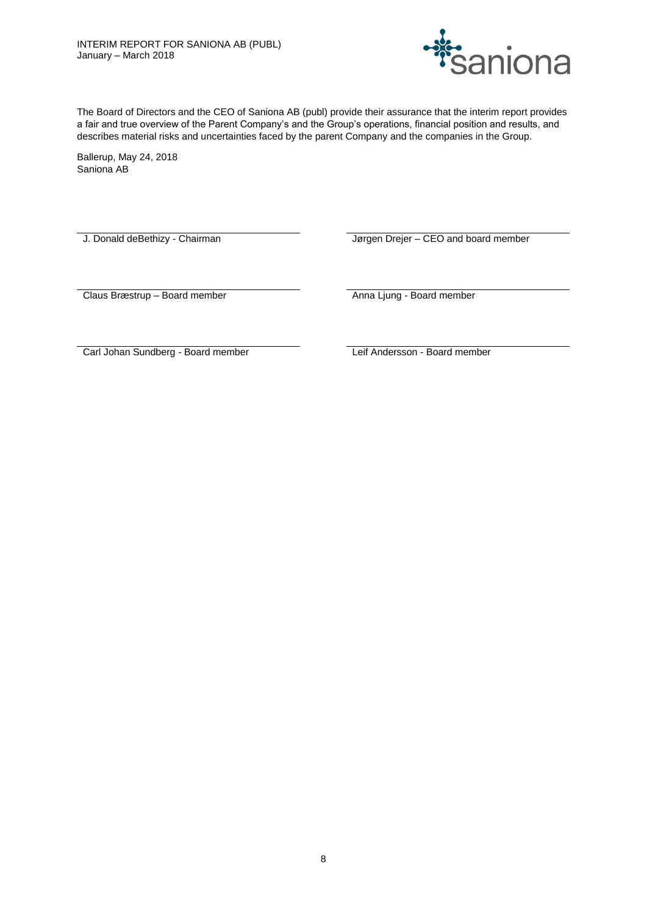The Board of Directors and the CEO of Saniona AB (publ) provide their assurance that the interim report provides a fair and true overview of the Parent Company's and the Group's operations, financial position and results, and describes material risks and uncertainties faced by the parent Company and the companies in the Group.

Ballerup, May 24, 2018
Saniona AB

| | |
|---|---|
| J. Donald deBethizy - Chairman | Jørgen Drejer – CEO and board member |
| Claus Bræstrup – Board member | Anna Ljung - Board member |
| Carl Johan Sundberg - Board member | Leif Andersson - Board member |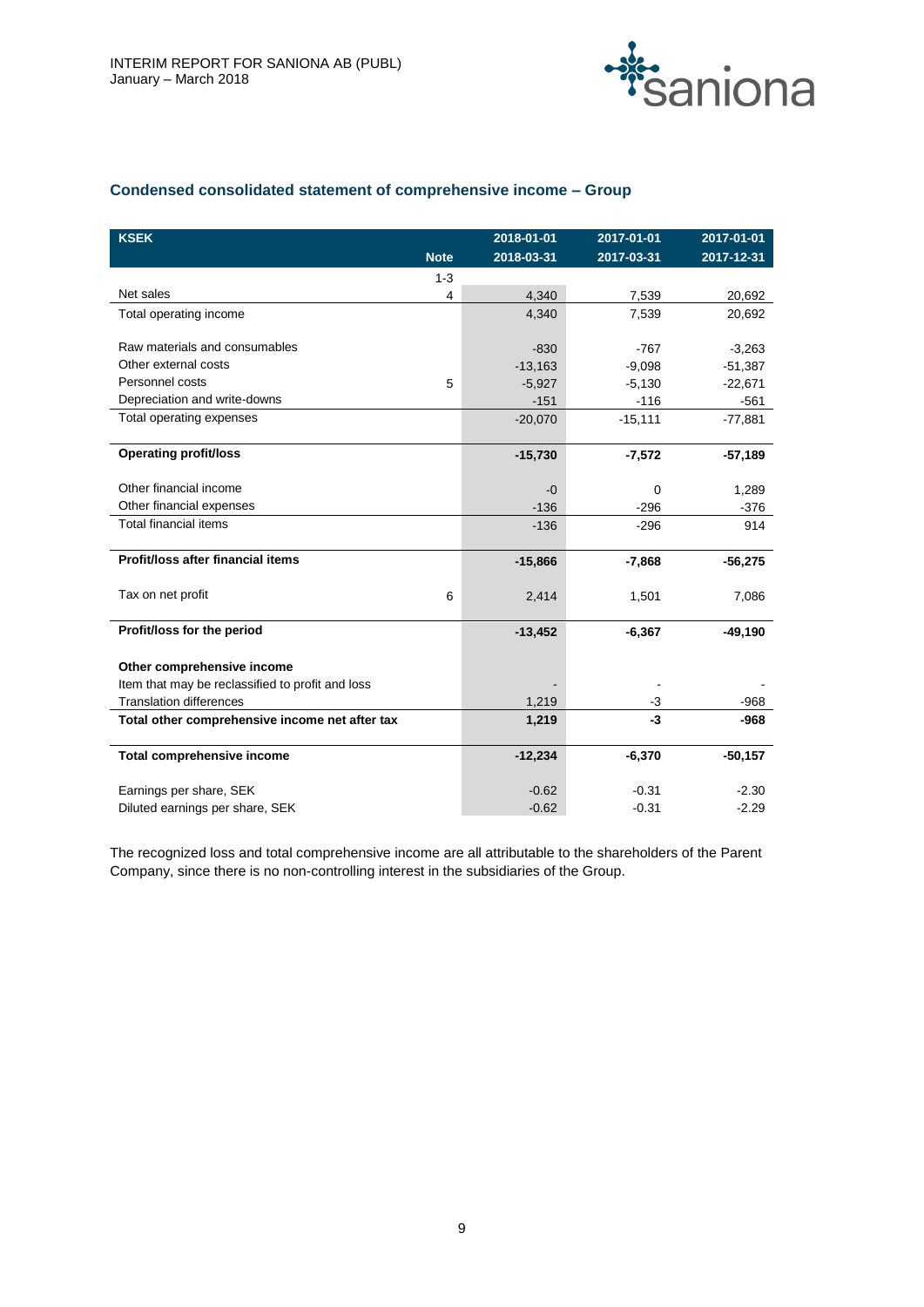## Condensed consolidated statement of comprehensive income – Group

| KSEK | Note | 2018-01-01<br>2018-03-31 | 2017-01-01<br>2017-03-31 | 2017-01-01<br>2017-12-31 |
|---|---|---|---|---|
| | 1-3 | | | |
| Net sales | 4 | 4,340 | 7,539 | 20,692 |
| Total operating income | | 4,340 | 7,539 | 20,692 |
| | | | | |
| Raw materials and consumables | | -830 | -767 | -3,263 |
| Other external costs | | -13,163 | -9,098 | -51,387 |
| Personnel costs | 5 | -5,927 | -5,130 | -22,671 |
| Depreciation and write-downs | | -151 | -116 | -561 |
| Total operating expenses | | -20,070 | -15,111 | -77,881 |
| | | | | |
| **Operating profit/loss** | | **-15,730** | **-7,572** | **-57,189** |
| | | | | |
| Other financial income | | -0 | 0 | 1,289 |
| Other financial expenses | | -136 | -296 | -376 |
| Total financial items | | -136 | -296 | 914 |
| | | | | |
| **Profit/loss after financial items** | | **-15,866** | **-7,868** | **-56,275** |
| | | | | |
| Tax on net profit | 6 | 2,414 | 1,501 | 7,086 |
| | | | | |
| **Profit/loss for the period** | | **-13,452** | **-6,367** | **-49,190** |
| | | | | |
| **Other comprehensive income** | | | | |
| Item that may be reclassified to profit and loss | | - | - | - |
| Translation differences | | 1,219 | -3 | -968 |
| **Total other comprehensive income net after tax** | | **1,219** | **-3** | **-968** |
| | | | | |
| **Total comprehensive income** | | **-12,234** | **-6,370** | **-50,157** |
| | | | | |
| Earnings per share, SEK | | -0.62 | -0.31 | -2.30 |
| Diluted earnings per share, SEK | | -0.62 | -0.31 | -2.29 |

The recognized loss and total comprehensive income are all attributable to the shareholders of the Parent Company, since there is no non-controlling interest in the subsidiaries of the Group.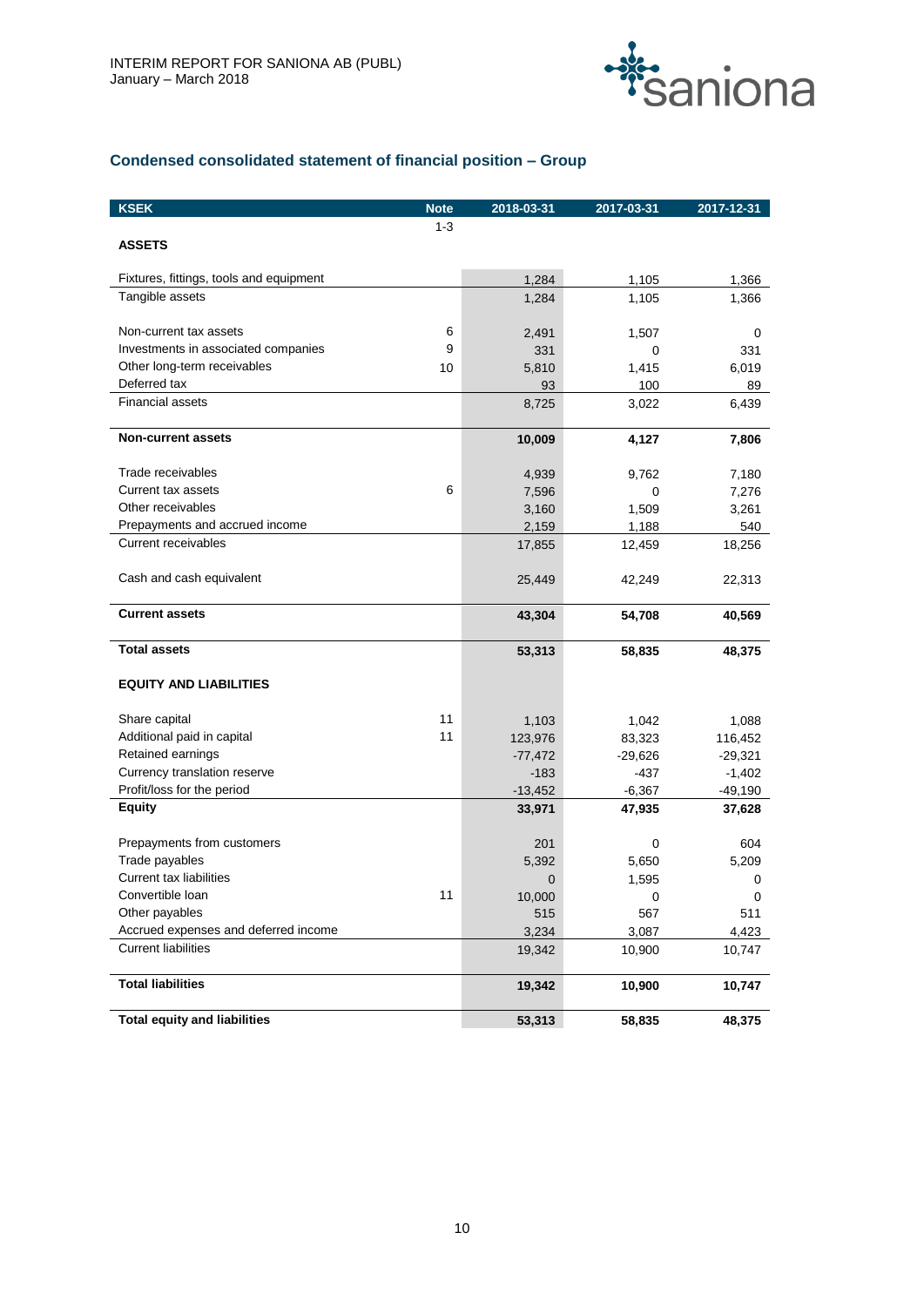## Condensed consolidated statement of financial position – Group

| KSEK | Note | 2018-03-31 | 2017-03-31 | 2017-12-31 |
|---|---|---|---|---|
| | 1-3 | | | |
| **ASSETS** | | | | |
| Fixtures, fittings, tools and equipment | | 1,284 | 1,105 | 1,366 |
| Tangible assets | | 1,284 | 1,105 | 1,366 |
| Non-current tax assets | 6 | 2,491 | 1,507 | 0 |
| Investments in associated companies | 9 | 331 | 0 | 331 |
| Other long-term receivables | 10 | 5,810 | 1,415 | 6,019 |
| Deferred tax | | 93 | 100 | 89 |
| Financial assets | | 8,725 | 3,022 | 6,439 |
| **Non-current assets** | | **10,009** | **4,127** | **7,806** |
| Trade receivables | | 4,939 | 9,762 | 7,180 |
| Current tax assets | 6 | 7,596 | 0 | 7,276 |
| Other receivables | | 3,160 | 1,509 | 3,261 |
| Prepayments and accrued income | | 2,159 | 1,188 | 540 |
| Current receivables | | 17,855 | 12,459 | 18,256 |
| Cash and cash equivalent | | 25,449 | 42,249 | 22,313 |
| **Current assets** | | **43,304** | **54,708** | **40,569** |
| **Total assets** | | **53,313** | **58,835** | **48,375** |
| **EQUITY AND LIABILITIES** | | | | |
| Share capital | 11 | 1,103 | 1,042 | 1,088 |
| Additional paid in capital | 11 | 123,976 | 83,323 | 116,452 |
| Retained earnings | | -77,472 | -29,626 | -29,321 |
| Currency translation reserve | | -183 | -437 | -1,402 |
| Profit/loss for the period | | -13,452 | -6,367 | -49,190 |
| **Equity** | | **33,971** | **47,935** | **37,628** |
| Prepayments from customers | | 201 | 0 | 604 |
| Trade payables | | 5,392 | 5,650 | 5,209 |
| Current tax liabilities | | 0 | 1,595 | 0 |
| Convertible loan | 11 | 10,000 | 0 | 0 |
| Other payables | | 515 | 567 | 511 |
| Accrued expenses and deferred income | | 3,234 | 3,087 | 4,423 |
| Current liabilities | | 19,342 | 10,900 | 10,747 |
| **Total liabilities** | | **19,342** | **10,900** | **10,747** |
| **Total equity and liabilities** | | **53,313** | **58,835** | **48,375** |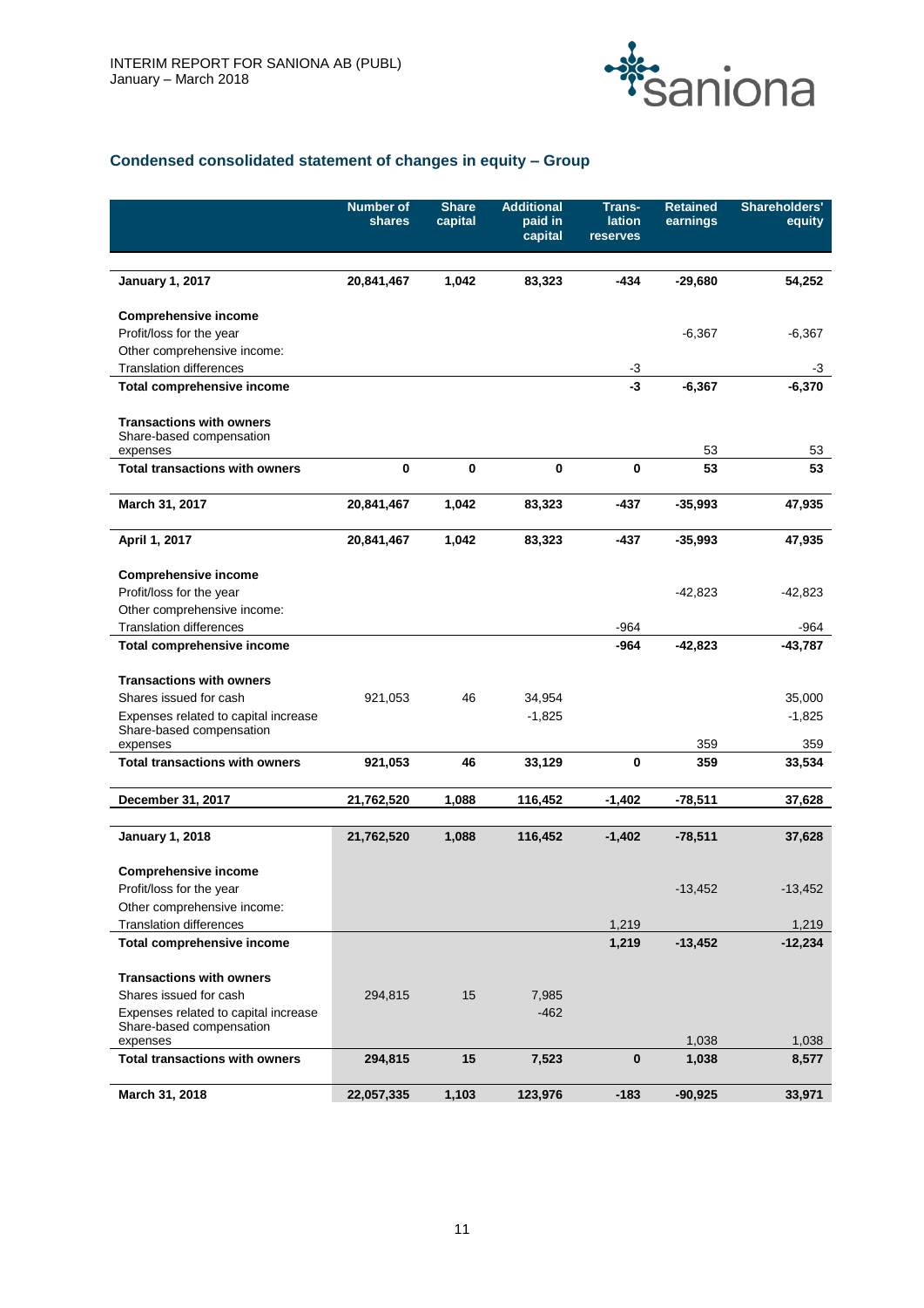## Condensed consolidated statement of changes in equity – Group

| | Number of shares | Share capital | Additional paid in capital | Trans-lation reserves | Retained earnings | Shareholders' equity |
|---|---|---|---|---|---|---|
| **January 1, 2017** | **20,841,467** | **1,042** | **83,323** | **-434** | **-29,680** | **54,252** |
| **Comprehensive income** | | | | | | |
| Profit/loss for the year | | | | | -6,367 | -6,367 |
| Other comprehensive income: | | | | | | |
| Translation differences | | | | -3 | | -3 |
| **Total comprehensive income** | | | | **-3** | **-6,367** | **-6,370** |
| **Transactions with owners** | | | | | | |
| Share-based compensation expenses | | | | | 53 | 53 |
| **Total transactions with owners** | **0** | **0** | **0** | **0** | **53** | **53** |
| **March 31, 2017** | **20,841,467** | **1,042** | **83,323** | **-437** | **-35,993** | **47,935** |
| **April 1, 2017** | **20,841,467** | **1,042** | **83,323** | **-437** | **-35,993** | **47,935** |
| **Comprehensive income** | | | | | | |
| Profit/loss for the year | | | | | -42,823 | -42,823 |
| Other comprehensive income: | | | | | | |
| Translation differences | | | | -964 | | -964 |
| **Total comprehensive income** | | | | **-964** | **-42,823** | **-43,787** |
| **Transactions with owners** | | | | | | |
| Shares issued for cash | 921,053 | 46 | 34,954 | | | 35,000 |
| Expenses related to capital increase | | | -1,825 | | | -1,825 |
| Share-based compensation expenses | | | | | 359 | 359 |
| **Total transactions with owners** | **921,053** | **46** | **33,129** | **0** | **359** | **33,534** |
| **December 31, 2017** | **21,762,520** | **1,088** | **116,452** | **-1,402** | **-78,511** | **37,628** |
| **January 1, 2018** | **21,762,520** | **1,088** | **116,452** | **-1,402** | **-78,511** | **37,628** |
| **Comprehensive income** | | | | | | |
| Profit/loss for the year | | | | | -13,452 | -13,452 |
| Other comprehensive income: | | | | | | |
| Translation differences | | | | 1,219 | | 1,219 |
| **Total comprehensive income** | | | | **1,219** | **-13,452** | **-12,234** |
| **Transactions with owners** | | | | | | |
| Shares issued for cash | 294,815 | 15 | 7,985 | | | |
| Expenses related to capital increase | | | -462 | | | |
| Share-based compensation expenses | | | | | 1,038 | 1,038 |
| **Total transactions with owners** | **294,815** | **15** | **7,523** | **0** | **1,038** | **8,577** |
| **March 31, 2018** | **22,057,335** | **1,103** | **123,976** | **-183** | **-90,925** | **33,971** |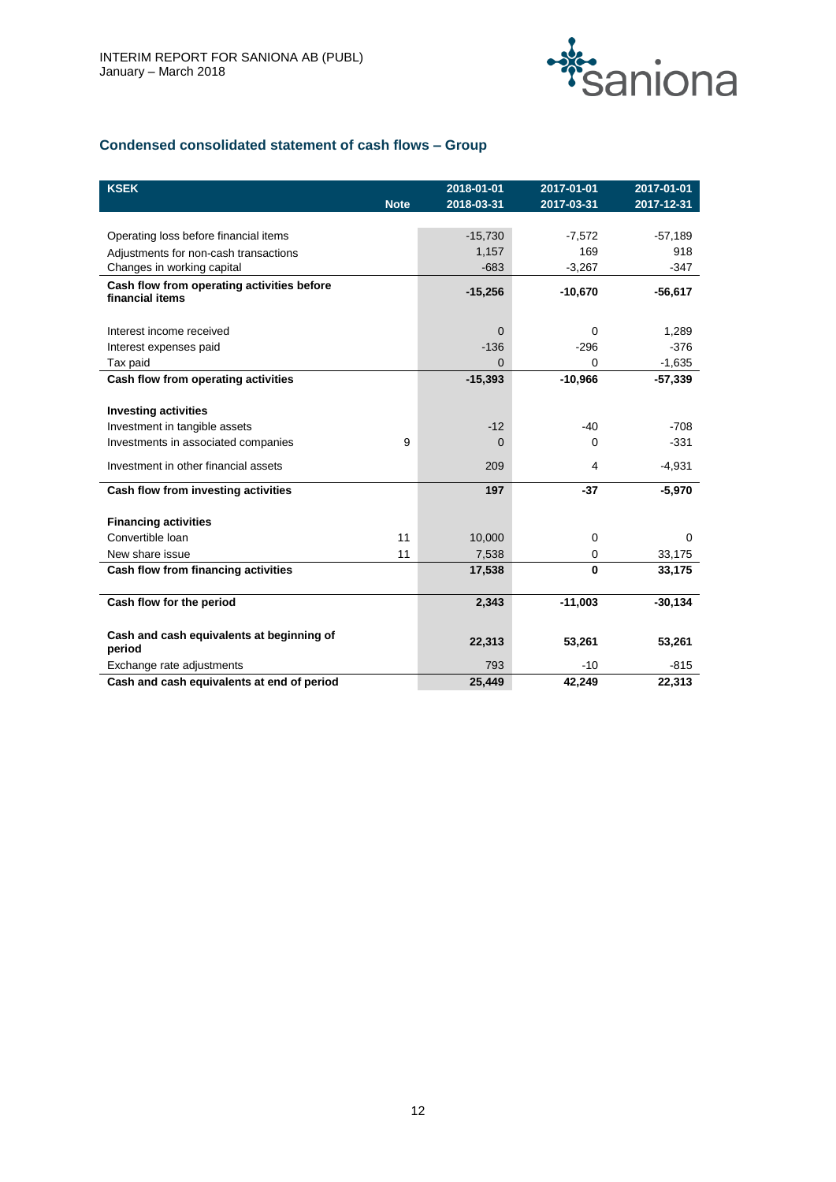## Condensed consolidated statement of cash flows – Group

| KSEK | Note | 2018-01-01 2018-03-31 | 2017-01-01 2017-03-31 | 2017-01-01 2017-12-31 |
|---|---|---|---|---|
| Operating loss before financial items | | -15,730 | -7,572 | -57,189 |
| Adjustments for non-cash transactions | | 1,157 | 169 | 918 |
| Changes in working capital | | -683 | -3,267 | -347 |
| **Cash flow from operating activities before financial items** | | **-15,256** | **-10,670** | **-56,617** |
| Interest income received | | 0 | 0 | 1,289 |
| Interest expenses paid | | -136 | -296 | -376 |
| Tax paid | | 0 | 0 | -1,635 |
| **Cash flow from operating activities** | | **-15,393** | **-10,966** | **-57,339** |
| **Investing activities** | | | | |
| Investment in tangible assets | | -12 | -40 | -708 |
| Investments in associated companies | 9 | 0 | 0 | -331 |
| Investment in other financial assets | | 209 | 4 | -4,931 |
| **Cash flow from investing activities** | | **197** | **-37** | **-5,970** |
| **Financing activities** | | | | |
| Convertible loan | 11 | 10,000 | 0 | 0 |
| New share issue | 11 | 7,538 | 0 | 33,175 |
| **Cash flow from financing activities** | | **17,538** | **0** | **33,175** |
| **Cash flow for the period** | | **2,343** | **-11,003** | **-30,134** |
| **Cash and cash equivalents at beginning of period** | | **22,313** | **53,261** | **53,261** |
| Exchange rate adjustments | | 793 | -10 | -815 |
| **Cash and cash equivalents at end of period** | | **25,449** | **42,249** | **22,313** |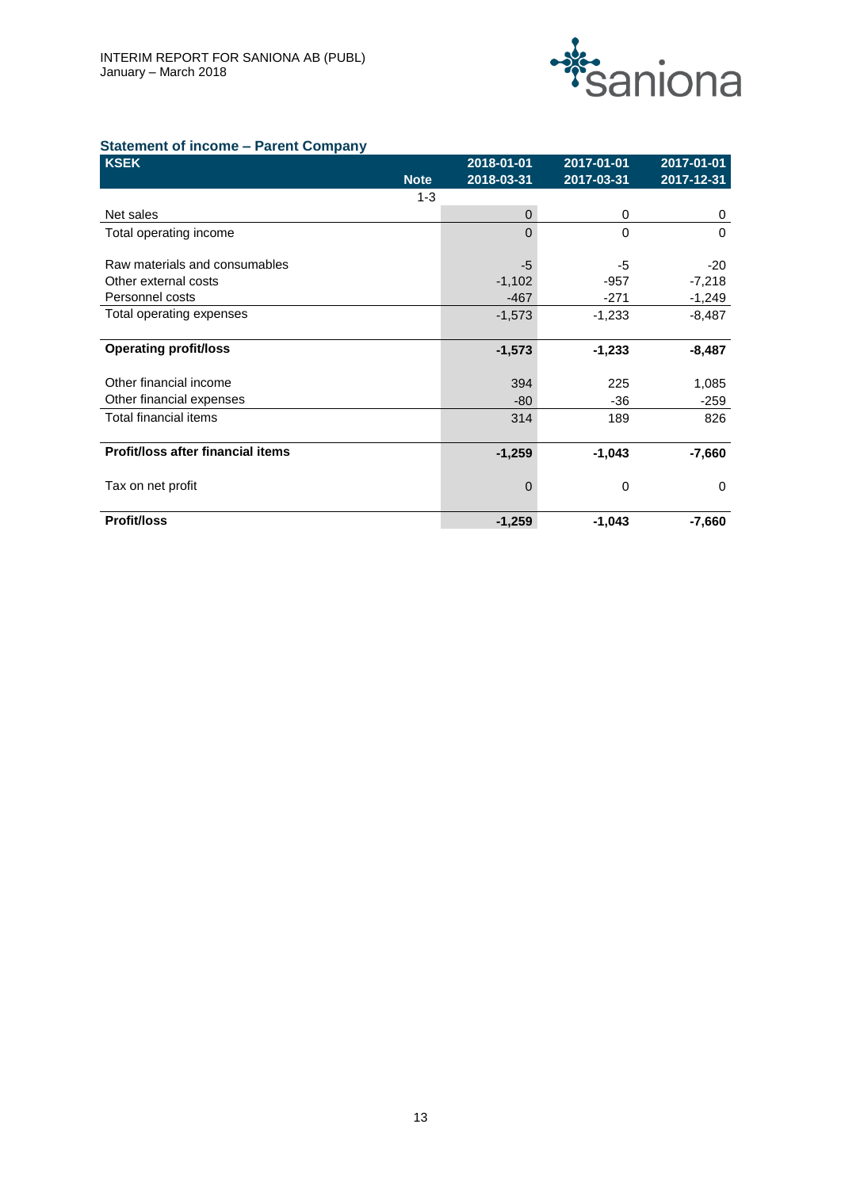## Statement of income – Parent Company

| KSEK | Note | 2018-01-01<br>2018-03-31 | 2017-01-01<br>2017-03-31 | 2017-01-01<br>2017-12-31 |
|---|---|---|---|---|
| | 1-3 | | | |
| Net sales | | 0 | 0 | 0 |
| Total operating income | | 0 | 0 | 0 |
| | | | | |
| Raw materials and consumables | | -5 | -5 | -20 |
| Other external costs | | -1,102 | -957 | -7,218 |
| Personnel costs | | -467 | -271 | -1,249 |
| Total operating expenses | | -1,573 | -1,233 | -8,487 |
| | | | | |
| **Operating profit/loss** | | **-1,573** | **-1,233** | **-8,487** |
| | | | | |
| Other financial income | | 394 | 225 | 1,085 |
| Other financial expenses | | -80 | -36 | -259 |
| Total financial items | | 314 | 189 | 826 |
| | | | | |
| **Profit/loss after financial items** | | **-1,259** | **-1,043** | **-7,660** |
| | | | | |
| Tax on net profit | | 0 | 0 | 0 |
| | | | | |
| **Profit/loss** | | **-1,259** | **-1,043** | **-7,660** |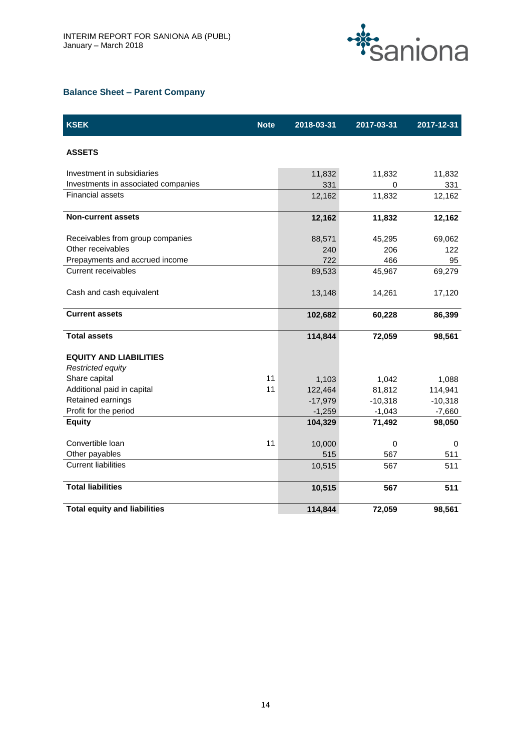## Balance Sheet – Parent Company

| KSEK | Note | 2018-03-31 | 2017-03-31 | 2017-12-31 |
|---|---|---|---|---|
| **ASSETS** | | | | |
| Investment in subsidiaries | | 11,832 | 11,832 | 11,832 |
| Investments in associated companies | | 331 | 0 | 331 |
| Financial assets | | 12,162 | 11,832 | 12,162 |
| **Non-current assets** | | **12,162** | **11,832** | **12,162** |
| Receivables from group companies | | 88,571 | 45,295 | 69,062 |
| Other receivables | | 240 | 206 | 122 |
| Prepayments and accrued income | | 722 | 466 | 95 |
| Current receivables | | 89,533 | 45,967 | 69,279 |
| Cash and cash equivalent | | 13,148 | 14,261 | 17,120 |
| **Current assets** | | **102,682** | **60,228** | **86,399** |
| **Total assets** | | **114,844** | **72,059** | **98,561** |
| **EQUITY AND LIABILITIES** | | | | |
| *Restricted equity* | | | | |
| Share capital | 11 | 1,103 | 1,042 | 1,088 |
| Additional paid in capital | 11 | 122,464 | 81,812 | 114,941 |
| Retained earnings | | -17,979 | -10,318 | -10,318 |
| Profit for the period | | -1,259 | -1,043 | -7,660 |
| **Equity** | | **104,329** | **71,492** | **98,050** |
| Convertible loan | 11 | 10,000 | 0 | 0 |
| Other payables | | 515 | 567 | 511 |
| Current liabilities | | 10,515 | 567 | 511 |
| **Total liabilities** | | **10,515** | **567** | **511** |
| **Total equity and liabilities** | | **114,844** | **72,059** | **98,561** |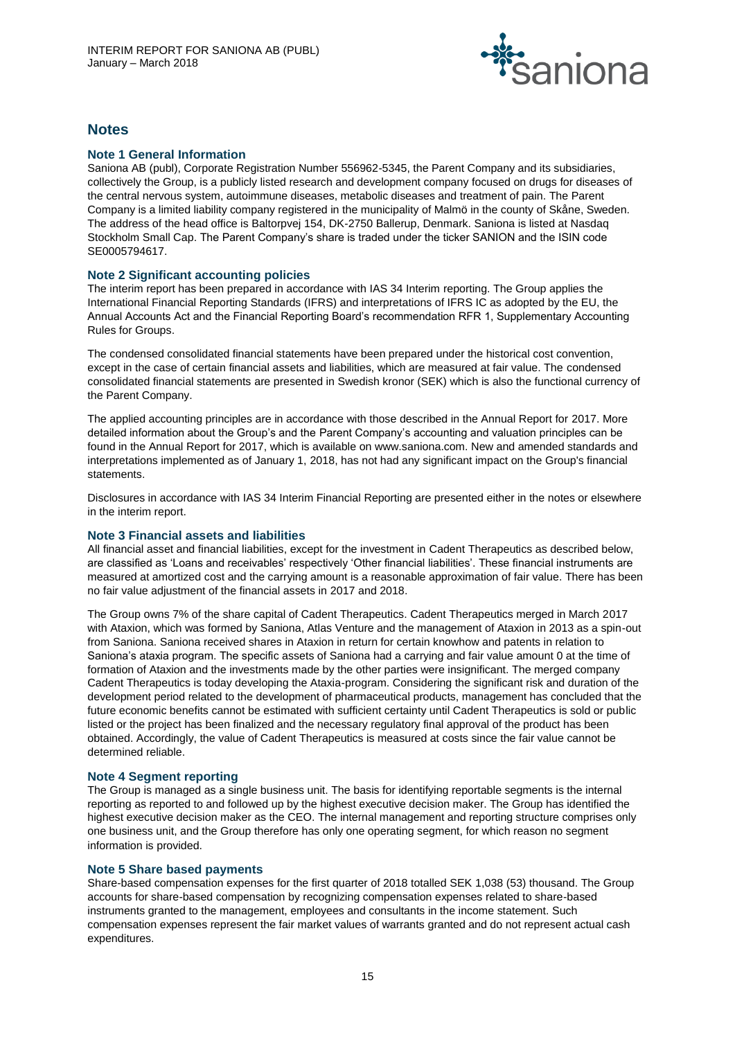# Notes

## Note 1 General Information

Saniona AB (publ), Corporate Registration Number 556962-5345, the Parent Company and its subsidiaries, collectively the Group, is a publicly listed research and development company focused on drugs for diseases of the central nervous system, autoimmune diseases, metabolic diseases and treatment of pain. The Parent Company is a limited liability company registered in the municipality of Malmö in the county of Skåne, Sweden. The address of the head office is Baltorpvej 154, DK-2750 Ballerup, Denmark. Saniona is listed at Nasdaq Stockholm Small Cap. The Parent Company's share is traded under the ticker SANION and the ISIN code SE0005794617.

## Note 2 Significant accounting policies

The interim report has been prepared in accordance with IAS 34 Interim reporting. The Group applies the International Financial Reporting Standards (IFRS) and interpretations of IFRS IC as adopted by the EU, the Annual Accounts Act and the Financial Reporting Board's recommendation RFR 1, Supplementary Accounting Rules for Groups.

The condensed consolidated financial statements have been prepared under the historical cost convention, except in the case of certain financial assets and liabilities, which are measured at fair value. The condensed consolidated financial statements are presented in Swedish kronor (SEK) which is also the functional currency of the Parent Company.

The applied accounting principles are in accordance with those described in the Annual Report for 2017. More detailed information about the Group's and the Parent Company's accounting and valuation principles can be found in the Annual Report for 2017, which is available on www.saniona.com. New and amended standards and interpretations implemented as of January 1, 2018, has not had any significant impact on the Group's financial statements.

Disclosures in accordance with IAS 34 Interim Financial Reporting are presented either in the notes or elsewhere in the interim report.

## Note 3 Financial assets and liabilities

All financial asset and financial liabilities, except for the investment in Cadent Therapeutics as described below, are classified as 'Loans and receivables' respectively 'Other financial liabilities'. These financial instruments are measured at amortized cost and the carrying amount is a reasonable approximation of fair value. There has been no fair value adjustment of the financial assets in 2017 and 2018.

The Group owns 7% of the share capital of Cadent Therapeutics. Cadent Therapeutics merged in March 2017 with Ataxion, which was formed by Saniona, Atlas Venture and the management of Ataxion in 2013 as a spin-out from Saniona. Saniona received shares in Ataxion in return for certain knowhow and patents in relation to Saniona's ataxia program. The specific assets of Saniona had a carrying and fair value amount 0 at the time of formation of Ataxion and the investments made by the other parties were insignificant. The merged company Cadent Therapeutics is today developing the Ataxia-program. Considering the significant risk and duration of the development period related to the development of pharmaceutical products, management has concluded that the future economic benefits cannot be estimated with sufficient certainty until Cadent Therapeutics is sold or public listed or the project has been finalized and the necessary regulatory final approval of the product has been obtained. Accordingly, the value of Cadent Therapeutics is measured at costs since the fair value cannot be determined reliable.

## Note 4 Segment reporting

The Group is managed as a single business unit. The basis for identifying reportable segments is the internal reporting as reported to and followed up by the highest executive decision maker. The Group has identified the highest executive decision maker as the CEO. The internal management and reporting structure comprises only one business unit, and the Group therefore has only one operating segment, for which reason no segment information is provided.

## Note 5 Share based payments

Share-based compensation expenses for the first quarter of 2018 totalled SEK 1,038 (53) thousand. The Group accounts for share-based compensation by recognizing compensation expenses related to share-based instruments granted to the management, employees and consultants in the income statement. Such compensation expenses represent the fair market values of warrants granted and do not represent actual cash expenditures.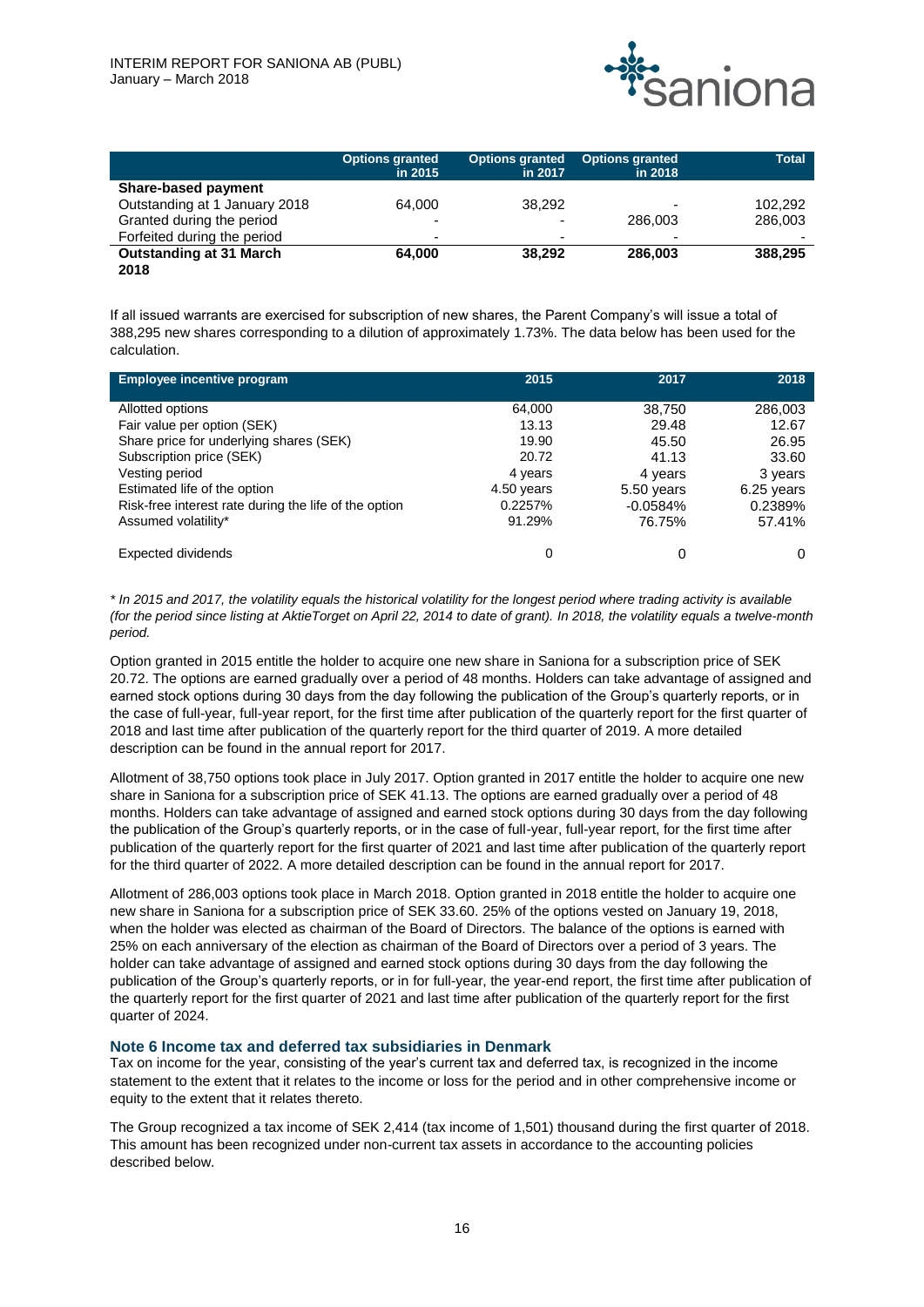| | Options granted in 2015 | Options granted in 2017 | Options granted in 2018 | Total |
|---|---|---|---|---|
| **Share-based payment** | | | | |
| Outstanding at 1 January 2018 | 64,000 | 38,292 | - | 102,292 |
| Granted during the period | - | - | 286,003 | 286,003 |
| Forfeited during the period | - | - | - | - |
| **Outstanding at 31 March 2018** | **64,000** | **38,292** | **286,003** | **388,295** |

If all issued warrants are exercised for subscription of new shares, the Parent Company's will issue a total of 388,295 new shares corresponding to a dilution of approximately 1.73%. The data below has been used for the calculation.

| Employee incentive program | 2015 | 2017 | 2018 |
|---|---|---|---|
| Allotted options | 64,000 | 38,750 | 286,003 |
| Fair value per option (SEK) | 13.13 | 29.48 | 12.67 |
| Share price for underlying shares (SEK) | 19.90 | 45.50 | 26.95 |
| Subscription price (SEK) | 20.72 | 41.13 | 33.60 |
| Vesting period | 4 years | 4 years | 3 years |
| Estimated life of the option | 4.50 years | 5.50 years | 6.25 years |
| Risk-free interest rate during the life of the option | 0.2257% | -0.0584% | 0.2389% |
| Assumed volatility* | 91.29% | 76.75% | 57.41% |
| Expected dividends | 0 | 0 | 0 |

*\* In 2015 and 2017, the volatility equals the historical volatility for the longest period where trading activity is available (for the period since listing at AktieTorget on April 22, 2014 to date of grant). In 2018, the volatility equals a twelve-month period.*

Option granted in 2015 entitle the holder to acquire one new share in Saniona for a subscription price of SEK 20.72. The options are earned gradually over a period of 48 months. Holders can take advantage of assigned and earned stock options during 30 days from the day following the publication of the Group's quarterly reports, or in the case of full-year, full-year report, for the first time after publication of the quarterly report for the first quarter of 2018 and last time after publication of the quarterly report for the third quarter of 2019. A more detailed description can be found in the annual report for 2017.

Allotment of 38,750 options took place in July 2017. Option granted in 2017 entitle the holder to acquire one new share in Saniona for a subscription price of SEK 41.13. The options are earned gradually over a period of 48 months. Holders can take advantage of assigned and earned stock options during 30 days from the day following the publication of the Group's quarterly reports, or in the case of full-year, full-year report, for the first time after publication of the quarterly report for the first quarter of 2021 and last time after publication of the quarterly report for the third quarter of 2022. A more detailed description can be found in the annual report for 2017.

Allotment of 286,003 options took place in March 2018. Option granted in 2018 entitle the holder to acquire one new share in Saniona for a subscription price of SEK 33.60. 25% of the options vested on January 19, 2018, when the holder was elected as chairman of the Board of Directors. The balance of the options is earned with 25% on each anniversary of the election as chairman of the Board of Directors over a period of 3 years. The holder can take advantage of assigned and earned stock options during 30 days from the day following the publication of the Group's quarterly reports, or in for full-year, the year-end report, the first time after publication of the quarterly report for the first quarter of 2021 and last time after publication of the quarterly report for the first quarter of 2024.

### Note 6 Income tax and deferred tax subsidiaries in Denmark

Tax on income for the year, consisting of the year's current tax and deferred tax, is recognized in the income statement to the extent that it relates to the income or loss for the period and in other comprehensive income or equity to the extent that it relates thereto.

The Group recognized a tax income of SEK 2,414 (tax income of 1,501) thousand during the first quarter of 2018. This amount has been recognized under non-current tax assets in accordance to the accounting policies described below.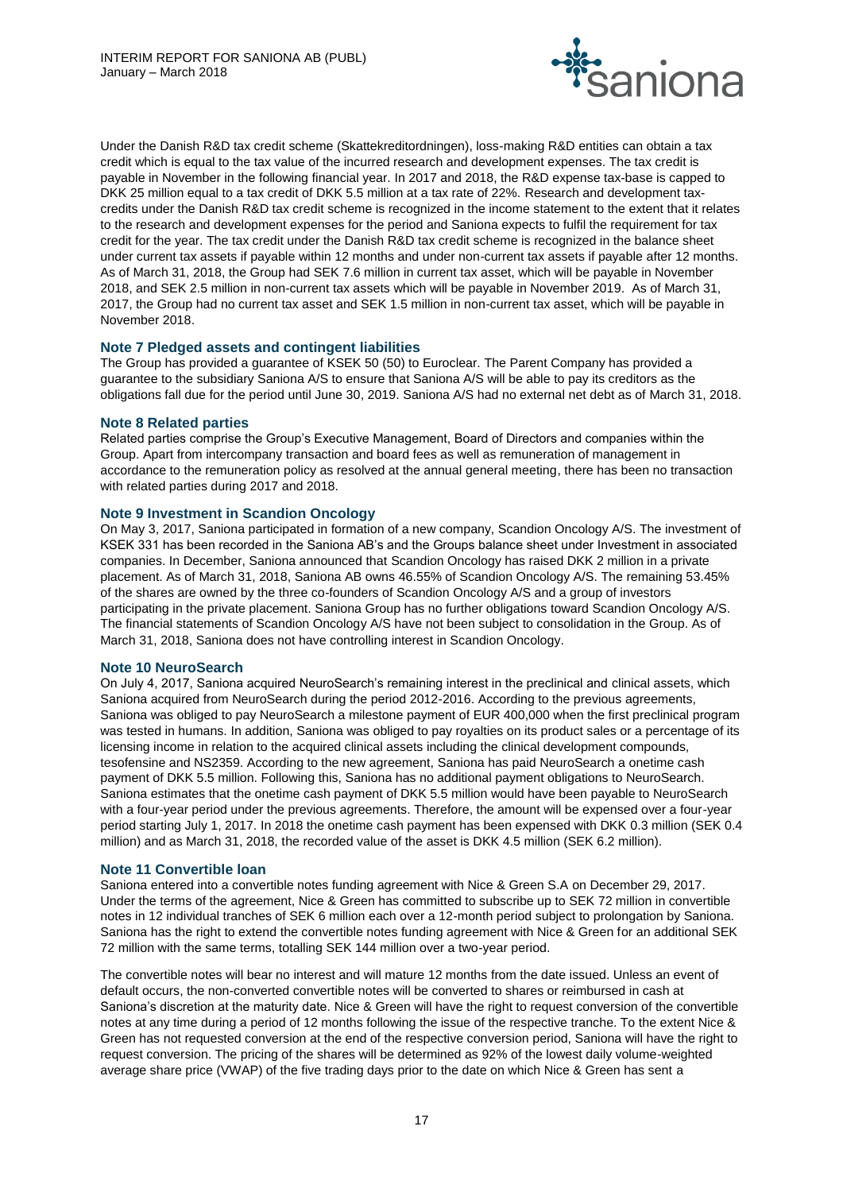Under the Danish R&D tax credit scheme (Skattekreditordningen), loss-making R&D entities can obtain a tax credit which is equal to the tax value of the incurred research and development expenses. The tax credit is payable in November in the following financial year. In 2017 and 2018, the R&D expense tax-base is capped to DKK 25 million equal to a tax credit of DKK 5.5 million at a tax rate of 22%. Research and development tax-credits under the Danish R&D tax credit scheme is recognized in the income statement to the extent that it relates to the research and development expenses for the period and Saniona expects to fulfil the requirement for tax credit for the year. The tax credit under the Danish R&D tax credit scheme is recognized in the balance sheet under current tax assets if payable within 12 months and under non-current tax assets if payable after 12 months. As of March 31, 2018, the Group had SEK 7.6 million in current tax asset, which will be payable in November 2018, and SEK 2.5 million in non-current tax assets which will be payable in November 2019. As of March 31, 2017, the Group had no current tax asset and SEK 1.5 million in non-current tax asset, which will be payable in November 2018.

### Note 7 Pledged assets and contingent liabilities

The Group has provided a guarantee of KSEK 50 (50) to Euroclear. The Parent Company has provided a guarantee to the subsidiary Saniona A/S to ensure that Saniona A/S will be able to pay its creditors as the obligations fall due for the period until June 30, 2019. Saniona A/S had no external net debt as of March 31, 2018.

### Note 8 Related parties

Related parties comprise the Group's Executive Management, Board of Directors and companies within the Group. Apart from intercompany transaction and board fees as well as remuneration of management in accordance to the remuneration policy as resolved at the annual general meeting, there has been no transaction with related parties during 2017 and 2018.

### Note 9 Investment in Scandion Oncology

On May 3, 2017, Saniona participated in formation of a new company, Scandion Oncology A/S. The investment of KSEK 331 has been recorded in the Saniona AB's and the Groups balance sheet under Investment in associated companies. In December, Saniona announced that Scandion Oncology has raised DKK 2 million in a private placement. As of March 31, 2018, Saniona AB owns 46.55% of Scandion Oncology A/S. The remaining 53.45% of the shares are owned by the three co-founders of Scandion Oncology A/S and a group of investors participating in the private placement. Saniona Group has no further obligations toward Scandion Oncology A/S. The financial statements of Scandion Oncology A/S have not been subject to consolidation in the Group. As of March 31, 2018, Saniona does not have controlling interest in Scandion Oncology.

### Note 10 NeuroSearch

On July 4, 2017, Saniona acquired NeuroSearch's remaining interest in the preclinical and clinical assets, which Saniona acquired from NeuroSearch during the period 2012-2016. According to the previous agreements, Saniona was obliged to pay NeuroSearch a milestone payment of EUR 400,000 when the first preclinical program was tested in humans. In addition, Saniona was obliged to pay royalties on its product sales or a percentage of its licensing income in relation to the acquired clinical assets including the clinical development compounds, tesofensine and NS2359. According to the new agreement, Saniona has paid NeuroSearch a onetime cash payment of DKK 5.5 million. Following this, Saniona has no additional payment obligations to NeuroSearch. Saniona estimates that the onetime cash payment of DKK 5.5 million would have been payable to NeuroSearch with a four-year period under the previous agreements. Therefore, the amount will be expensed over a four-year period starting July 1, 2017. In 2018 the onetime cash payment has been expensed with DKK 0.3 million (SEK 0.4 million) and as March 31, 2018, the recorded value of the asset is DKK 4.5 million (SEK 6.2 million).

### Note 11 Convertible loan

Saniona entered into a convertible notes funding agreement with Nice & Green S.A on December 29, 2017. Under the terms of the agreement, Nice & Green has committed to subscribe up to SEK 72 million in convertible notes in 12 individual tranches of SEK 6 million each over a 12-month period subject to prolongation by Saniona. Saniona has the right to extend the convertible notes funding agreement with Nice & Green for an additional SEK 72 million with the same terms, totalling SEK 144 million over a two-year period.

The convertible notes will bear no interest and will mature 12 months from the date issued. Unless an event of default occurs, the non-converted convertible notes will be converted to shares or reimbursed in cash at Saniona's discretion at the maturity date. Nice & Green will have the right to request conversion of the convertible notes at any time during a period of 12 months following the issue of the respective tranche. To the extent Nice & Green has not requested conversion at the end of the respective conversion period, Saniona will have the right to request conversion. The pricing of the shares will be determined as 92% of the lowest daily volume-weighted average share price (VWAP) of the five trading days prior to the date on which Nice & Green has sent a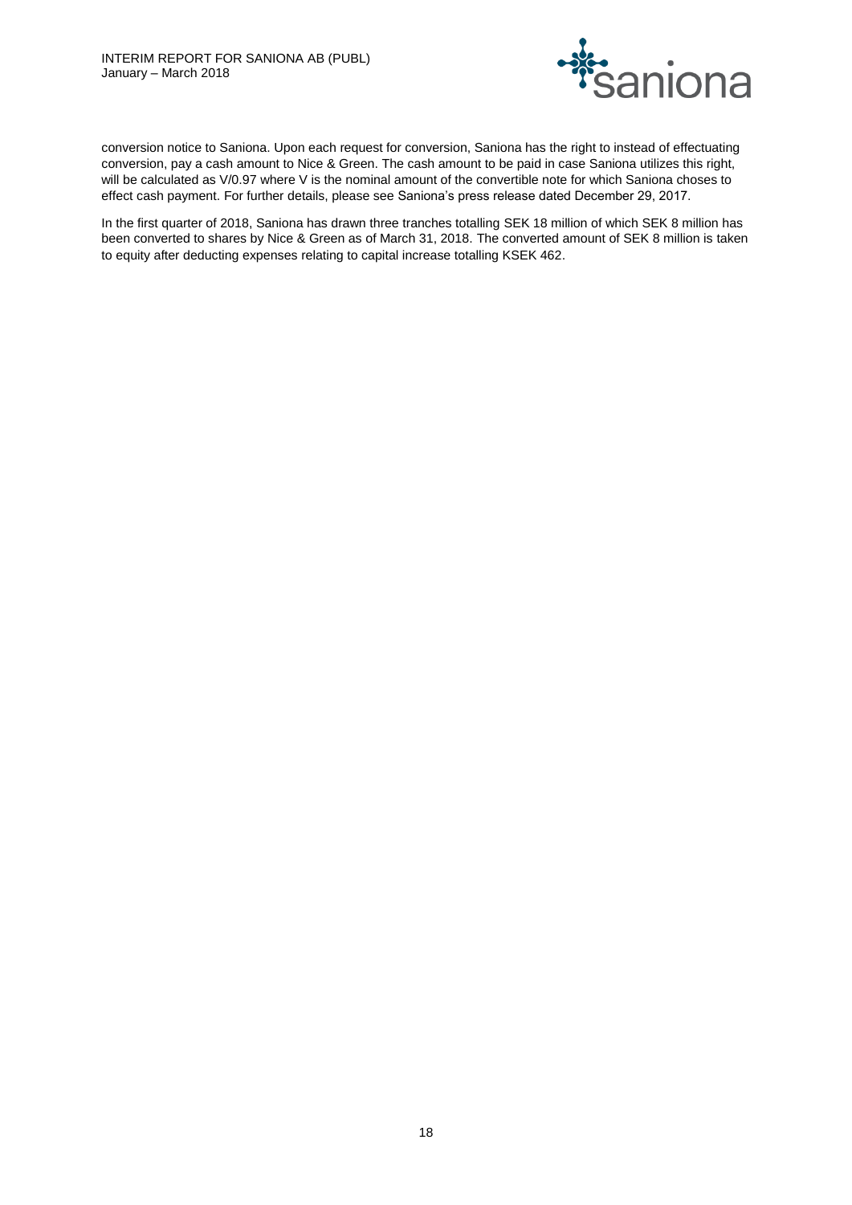conversion notice to Saniona. Upon each request for conversion, Saniona has the right to instead of effectuating conversion, pay a cash amount to Nice & Green. The cash amount to be paid in case Saniona utilizes this right, will be calculated as V/0.97 where V is the nominal amount of the convertible note for which Saniona choses to effect cash payment. For further details, please see Saniona's press release dated December 29, 2017.

In the first quarter of 2018, Saniona has drawn three tranches totalling SEK 18 million of which SEK 8 million has been converted to shares by Nice & Green as of March 31, 2018. The converted amount of SEK 8 million is taken to equity after deducting expenses relating to capital increase totalling KSEK 462.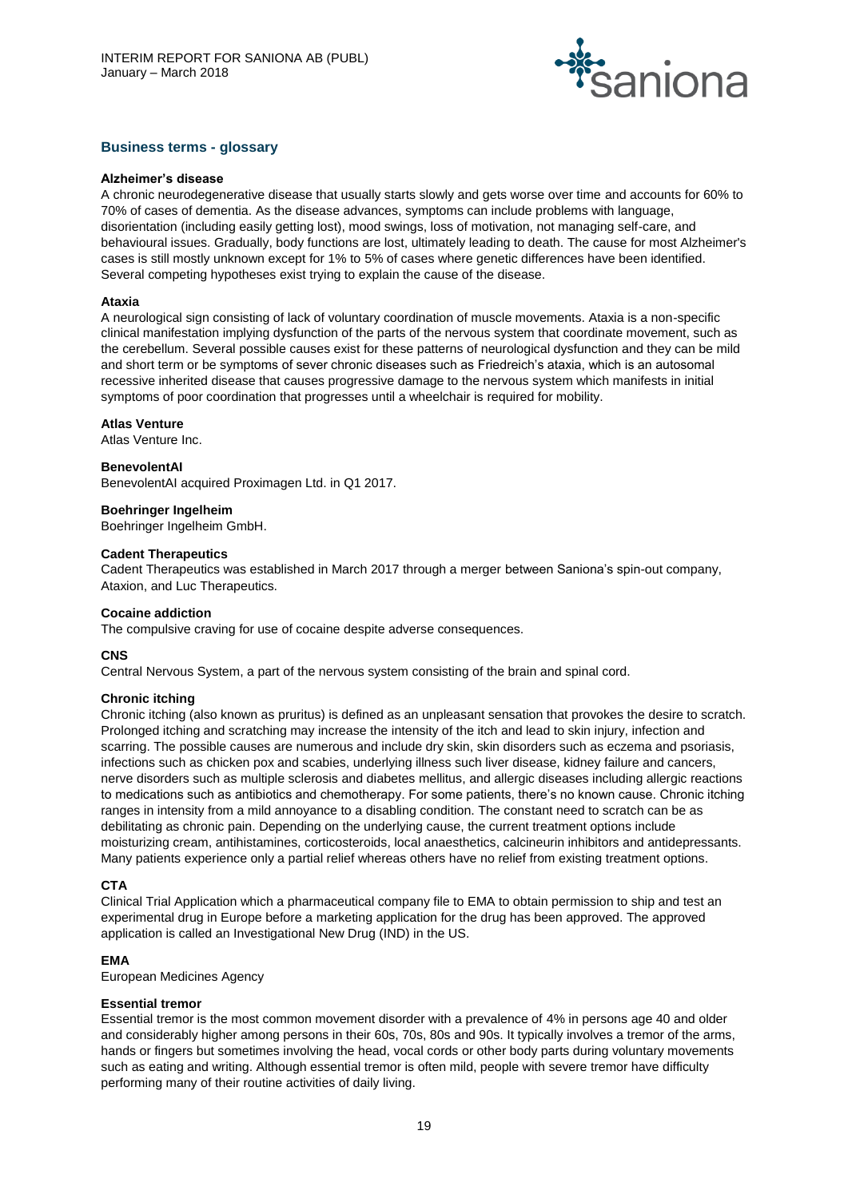## Business terms - glossary

**Alzheimer's disease**
A chronic neurodegenerative disease that usually starts slowly and gets worse over time and accounts for 60% to 70% of cases of dementia. As the disease advances, symptoms can include problems with language, disorientation (including easily getting lost), mood swings, loss of motivation, not managing self-care, and behavioural issues. Gradually, body functions are lost, ultimately leading to death. The cause for most Alzheimer's cases is still mostly unknown except for 1% to 5% of cases where genetic differences have been identified. Several competing hypotheses exist trying to explain the cause of the disease.

**Ataxia**
A neurological sign consisting of lack of voluntary coordination of muscle movements. Ataxia is a non-specific clinical manifestation implying dysfunction of the parts of the nervous system that coordinate movement, such as the cerebellum. Several possible causes exist for these patterns of neurological dysfunction and they can be mild and short term or be symptoms of sever chronic diseases such as Friedreich's ataxia, which is an autosomal recessive inherited disease that causes progressive damage to the nervous system which manifests in initial symptoms of poor coordination that progresses until a wheelchair is required for mobility.

**Atlas Venture**
Atlas Venture Inc.

**BenevolentAI**
BenevolentAI acquired Proximagen Ltd. in Q1 2017.

**Boehringer Ingelheim**
Boehringer Ingelheim GmbH.

**Cadent Therapeutics**
Cadent Therapeutics was established in March 2017 through a merger between Saniona's spin-out company, Ataxion, and Luc Therapeutics.

**Cocaine addiction**
The compulsive craving for use of cocaine despite adverse consequences.

**CNS**
Central Nervous System, a part of the nervous system consisting of the brain and spinal cord.

**Chronic itching**
Chronic itching (also known as pruritus) is defined as an unpleasant sensation that provokes the desire to scratch. Prolonged itching and scratching may increase the intensity of the itch and lead to skin injury, infection and scarring. The possible causes are numerous and include dry skin, skin disorders such as eczema and psoriasis, infections such as chicken pox and scabies, underlying illness such liver disease, kidney failure and cancers, nerve disorders such as multiple sclerosis and diabetes mellitus, and allergic diseases including allergic reactions to medications such as antibiotics and chemotherapy. For some patients, there's no known cause. Chronic itching ranges in intensity from a mild annoyance to a disabling condition. The constant need to scratch can be as debilitating as chronic pain. Depending on the underlying cause, the current treatment options include moisturizing cream, antihistamines, corticosteroids, local anaesthetics, calcineurin inhibitors and antidepressants. Many patients experience only a partial relief whereas others have no relief from existing treatment options.

**CTA**
Clinical Trial Application which a pharmaceutical company file to EMA to obtain permission to ship and test an experimental drug in Europe before a marketing application for the drug has been approved. The approved application is called an Investigational New Drug (IND) in the US.

**EMA**
European Medicines Agency

**Essential tremor**
Essential tremor is the most common movement disorder with a prevalence of 4% in persons age 40 and older and considerably higher among persons in their 60s, 70s, 80s and 90s. It typically involves a tremor of the arms, hands or fingers but sometimes involving the head, vocal cords or other body parts during voluntary movements such as eating and writing. Although essential tremor is often mild, people with severe tremor have difficulty performing many of their routine activities of daily living.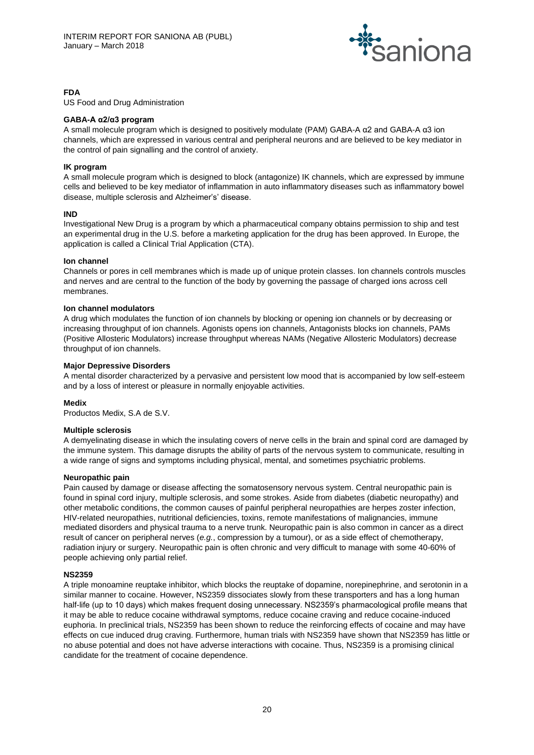**FDA**

US Food and Drug Administration

**GABA-A α2/α3 program**

A small molecule program which is designed to positively modulate (PAM) GABA-A α2 and GABA-A α3 ion channels, which are expressed in various central and peripheral neurons and are believed to be key mediator in the control of pain signalling and the control of anxiety.

**IK program**

A small molecule program which is designed to block (antagonize) IK channels, which are expressed by immune cells and believed to be key mediator of inflammation in auto inflammatory diseases such as inflammatory bowel disease, multiple sclerosis and Alzheimer's' disease.

**IND**

Investigational New Drug is a program by which a pharmaceutical company obtains permission to ship and test an experimental drug in the U.S. before a marketing application for the drug has been approved. In Europe, the application is called a Clinical Trial Application (CTA).

**Ion channel**

Channels or pores in cell membranes which is made up of unique protein classes. Ion channels controls muscles and nerves and are central to the function of the body by governing the passage of charged ions across cell membranes.

**Ion channel modulators**

A drug which modulates the function of ion channels by blocking or opening ion channels or by decreasing or increasing throughput of ion channels. Agonists opens ion channels, Antagonists blocks ion channels, PAMs (Positive Allosteric Modulators) increase throughput whereas NAMs (Negative Allosteric Modulators) decrease throughput of ion channels.

**Major Depressive Disorders**

A mental disorder characterized by a pervasive and persistent low mood that is accompanied by low self-esteem and by a loss of interest or pleasure in normally enjoyable activities.

**Medix**

Productos Medix, S.A de S.V.

**Multiple sclerosis**

A demyelinating disease in which the insulating covers of nerve cells in the brain and spinal cord are damaged by the immune system. This damage disrupts the ability of parts of the nervous system to communicate, resulting in a wide range of signs and symptoms including physical, mental, and sometimes psychiatric problems.

**Neuropathic pain**

Pain caused by damage or disease affecting the somatosensory nervous system. Central neuropathic pain is found in spinal cord injury, multiple sclerosis, and some strokes. Aside from diabetes (diabetic neuropathy) and other metabolic conditions, the common causes of painful peripheral neuropathies are herpes zoster infection, HIV-related neuropathies, nutritional deficiencies, toxins, remote manifestations of malignancies, immune mediated disorders and physical trauma to a nerve trunk. Neuropathic pain is also common in cancer as a direct result of cancer on peripheral nerves (*e.g.*, compression by a tumour), or as a side effect of chemotherapy, radiation injury or surgery. Neuropathic pain is often chronic and very difficult to manage with some 40-60% of people achieving only partial relief.

**NS2359**

A triple monoamine reuptake inhibitor, which blocks the reuptake of dopamine, norepinephrine, and serotonin in a similar manner to cocaine. However, NS2359 dissociates slowly from these transporters and has a long human half-life (up to 10 days) which makes frequent dosing unnecessary. NS2359's pharmacological profile means that it may be able to reduce cocaine withdrawal symptoms, reduce cocaine craving and reduce cocaine-induced euphoria. In preclinical trials, NS2359 has been shown to reduce the reinforcing effects of cocaine and may have effects on cue induced drug craving. Furthermore, human trials with NS2359 have shown that NS2359 has little or no abuse potential and does not have adverse interactions with cocaine. Thus, NS2359 is a promising clinical candidate for the treatment of cocaine dependence.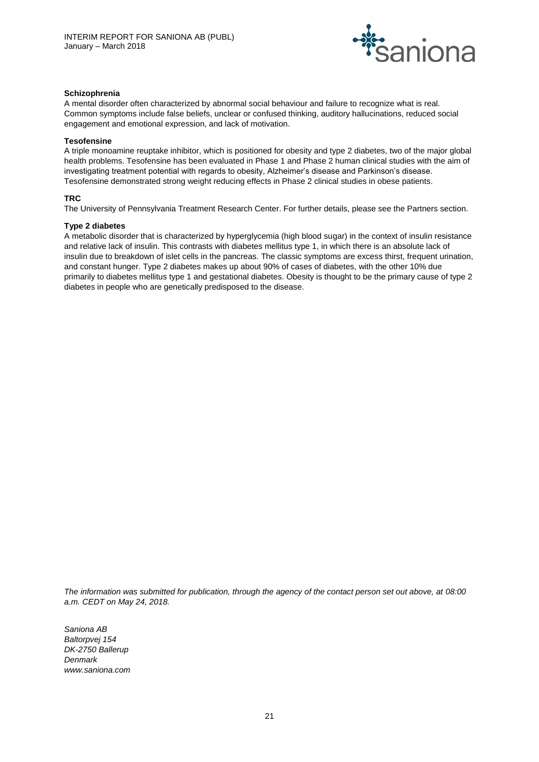**Schizophrenia**

A mental disorder often characterized by abnormal social behaviour and failure to recognize what is real. Common symptoms include false beliefs, unclear or confused thinking, auditory hallucinations, reduced social engagement and emotional expression, and lack of motivation.

**Tesofensine**

A triple monoamine reuptake inhibitor, which is positioned for obesity and type 2 diabetes, two of the major global health problems. Tesofensine has been evaluated in Phase 1 and Phase 2 human clinical studies with the aim of investigating treatment potential with regards to obesity, Alzheimer's disease and Parkinson's disease. Tesofensine demonstrated strong weight reducing effects in Phase 2 clinical studies in obese patients.

**TRC**

The University of Pennsylvania Treatment Research Center. For further details, please see the Partners section.

**Type 2 diabetes**

A metabolic disorder that is characterized by hyperglycemia (high blood sugar) in the context of insulin resistance and relative lack of insulin. This contrasts with diabetes mellitus type 1, in which there is an absolute lack of insulin due to breakdown of islet cells in the pancreas. The classic symptoms are excess thirst, frequent urination, and constant hunger. Type 2 diabetes makes up about 90% of cases of diabetes, with the other 10% due primarily to diabetes mellitus type 1 and gestational diabetes. Obesity is thought to be the primary cause of type 2 diabetes in people who are genetically predisposed to the disease.

*The information was submitted for publication, through the agency of the contact person set out above, at 08:00 a.m. CEDT on May 24, 2018.*

*Saniona AB*
*Baltorpvej 154*
*DK-2750 Ballerup*
*Denmark*
*www.saniona.com*